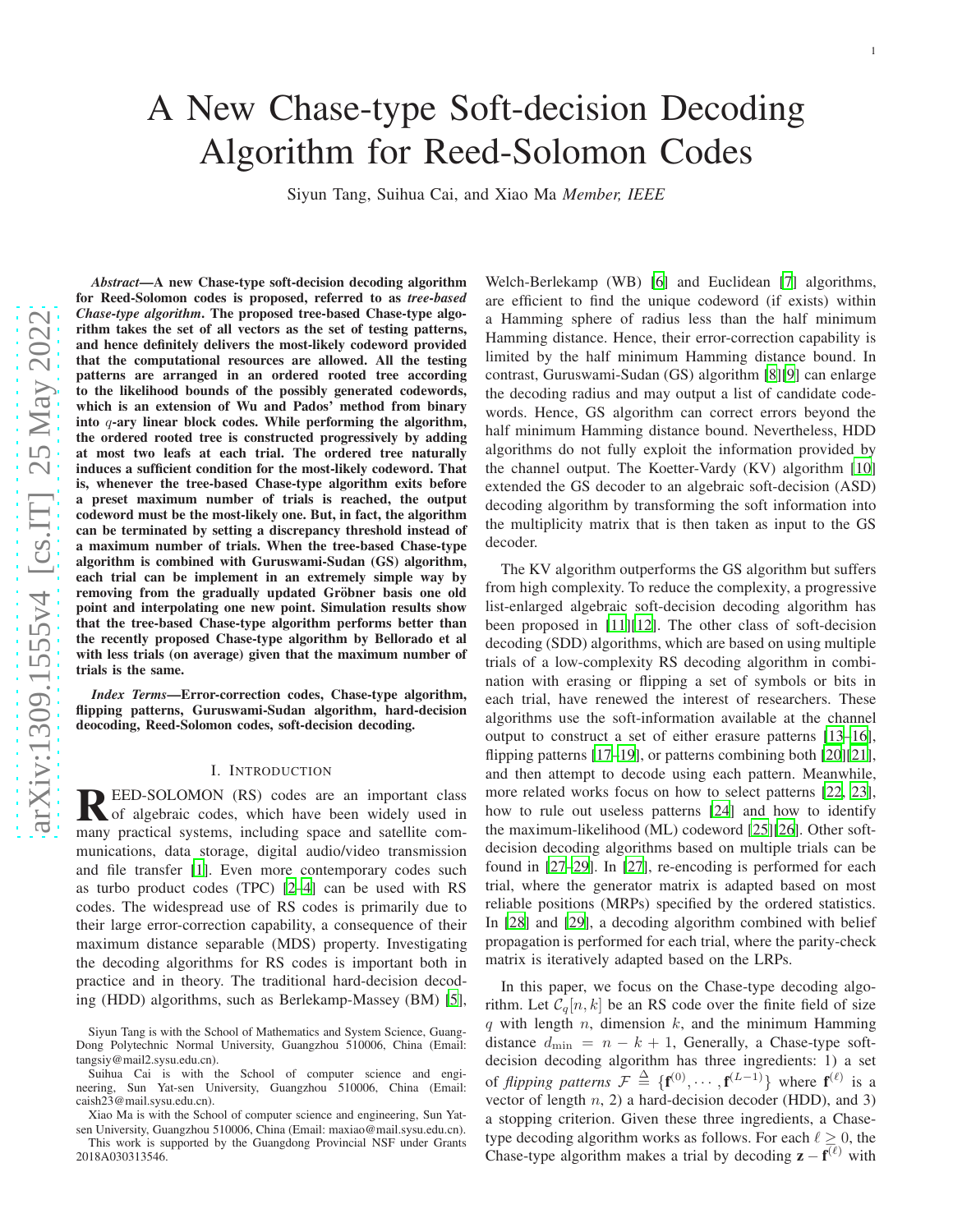# A New Chase-type Soft-decision Decoding Algorithm for Reed-Solomon Codes

Siyun Tang, Suihua Cai, and Xiao Ma *Member, IEEE*

***Abstract*—A new Chase-type soft-decision decoding algorithm for Reed-Solomon codes is proposed, referred to as *tree-based Chase-type algorithm*. The proposed tree-based Chase-type algorithm takes the set of all vectors as the set of testing patterns, and hence definitely delivers the most-likely codeword provided that the computational resources are allowed. All the testing patterns are arranged in an ordered rooted tree according to the likelihood bounds of the possibly generated codewords, which is an extension of Wu and Pados' method from binary into $q$-ary linear block codes. While performing the algorithm, the ordered rooted tree is constructed progressively by adding at most two leafs at each trial. The ordered tree naturally induces a sufficient condition for the most-likely codeword. That is, whenever the tree-based Chase-type algorithm exits before a preset maximum number of trials is reached, the output codeword must be the most-likely one. But, in fact, the algorithm can be terminated by setting a discrepancy threshold instead of a maximum number of trials. When the tree-based Chase-type algorithm is combined with Guruswami-Sudan (GS) algorithm, each trial can be implement in an extremely simple way by removing from the gradually updated Gröbner basis one old point and interpolating one new point. Simulation results show that the tree-based Chase-type algorithm performs better than the recently proposed Chase-type algorithm by Bellorado et al with less trials (on average) given that the maximum number of trials is the same.***

***Index Terms*—Error-correction codes, Chase-type algorithm, flipping patterns, Guruswami-Sudan algorithm, hard-decision deocoding, Reed-Solomon codes, soft-decision decoding.**

## I. Introduction

Reed-Solomon (RS) codes are an important class of algebraic codes, which have been widely used in many practical systems, including space and satellite communications, data storage, digital audio/video transmission and file transfer [1]. Even more contemporary codes such as turbo product codes (TPC) [2–4] can be used with RS codes. The widespread use of RS codes is primarily due to their large error-correction capability, a consequence of their maximum distance separable (MDS) property. Investigating the decoding algorithms for RS codes is important both in practice and in theory. The traditional hard-decision decoding (HDD) algorithms, such as Berlekamp-Massey (BM) [5], Welch-Berlekamp (WB) [6] and Euclidean [7] algorithms, are efficient to find the unique codeword (if exists) within a Hamming sphere of radius less than the half minimum Hamming distance. Hence, their error-correction capability is limited by the half minimum Hamming distance bound. In contrast, Guruswami-Sudan (GS) algorithm [8][9] can enlarge the decoding radius and may output a list of candidate codewords. Hence, GS algorithm can correct errors beyond the half minimum Hamming distance bound. Nevertheless, HDD algorithms do not fully exploit the information provided by the channel output. The Koetter-Vardy (KV) algorithm [10] extended the GS decoder to an algebraic soft-decision (ASD) decoding algorithm by transforming the soft information into the multiplicity matrix that is then taken as input to the GS decoder.

The KV algorithm outperforms the GS algorithm but suffers from high complexity. To reduce the complexity, a progressive list-enlarged algebraic soft-decision decoding algorithm has been proposed in [11][12]. The other class of soft-decision decoding (SDD) algorithms, which are based on using multiple trials of a low-complexity RS decoding algorithm in combination with erasing or flipping a set of symbols or bits in each trial, have renewed the interest of researchers. These algorithms use the soft-information available at the channel output to construct a set of either erasure patterns [13–16], flipping patterns [17–19], or patterns combining both [20][21], and then attempt to decode using each pattern. Meanwhile, more related works focus on how to select patterns [22, 23], how to rule out useless patterns [24] and how to identify the maximum-likelihood (ML) codeword [25][26]. Other soft-decision decoding algorithms based on multiple trials can be found in [27–29]. In [27], re-encoding is performed for each trial, where the generator matrix is adapted based on most reliable positions (MRPs) specified by the ordered statistics. In [28] and [29], a decoding algorithm combined with belief propagation is performed for each trial, where the parity-check matrix is iteratively adapted based on the LRPs.

In this paper, we focus on the Chase-type decoding algorithm. Let $\mathcal{C}_q[n,k]$ be an RS code over the finite field of size $q$ with length $n$, dimension $k$, and the minimum Hamming distance $d_{\min} = n - k + 1$, Generally, a Chase-type soft-decision decoding algorithm has three ingredients: 1) a set of *flipping patterns* $\mathcal{F} \triangleq \{\mathbf{f}^{(0)}, \cdots, \mathbf{f}^{(L-1)}\}$ where $\mathbf{f}^{(\ell)}$ is a vector of length $n$, 2) a hard-decision decoder (HDD), and 3) a stopping criterion. Given these three ingredients, a Chase-type decoding algorithm works as follows. For each $\ell \geq 0$, the Chase-type algorithm makes a trial by decoding $\mathbf{z} - \mathbf{f}^{(\ell)}$ with

Siyun Tang is with the School of Mathematics and System Science, Guang-Dong Polytechnic Normal University, Guangzhou 510006, China (Email: tangsiy@mail2.sysu.edu.cn).

Suihua Cai is with the School of computer science and engineering, Sun Yat-sen University, Guangzhou 510006, China (Email: caish23@mail.sysu.edu.cn).

Xiao Ma is with the School of computer science and engineering, Sun Yat-sen University, Guangzhou 510006, China (Email: maxiao@mail.sysu.edu.cn).

This work is supported by the Guangdong Provincial NSF under Grants 2018A030313546.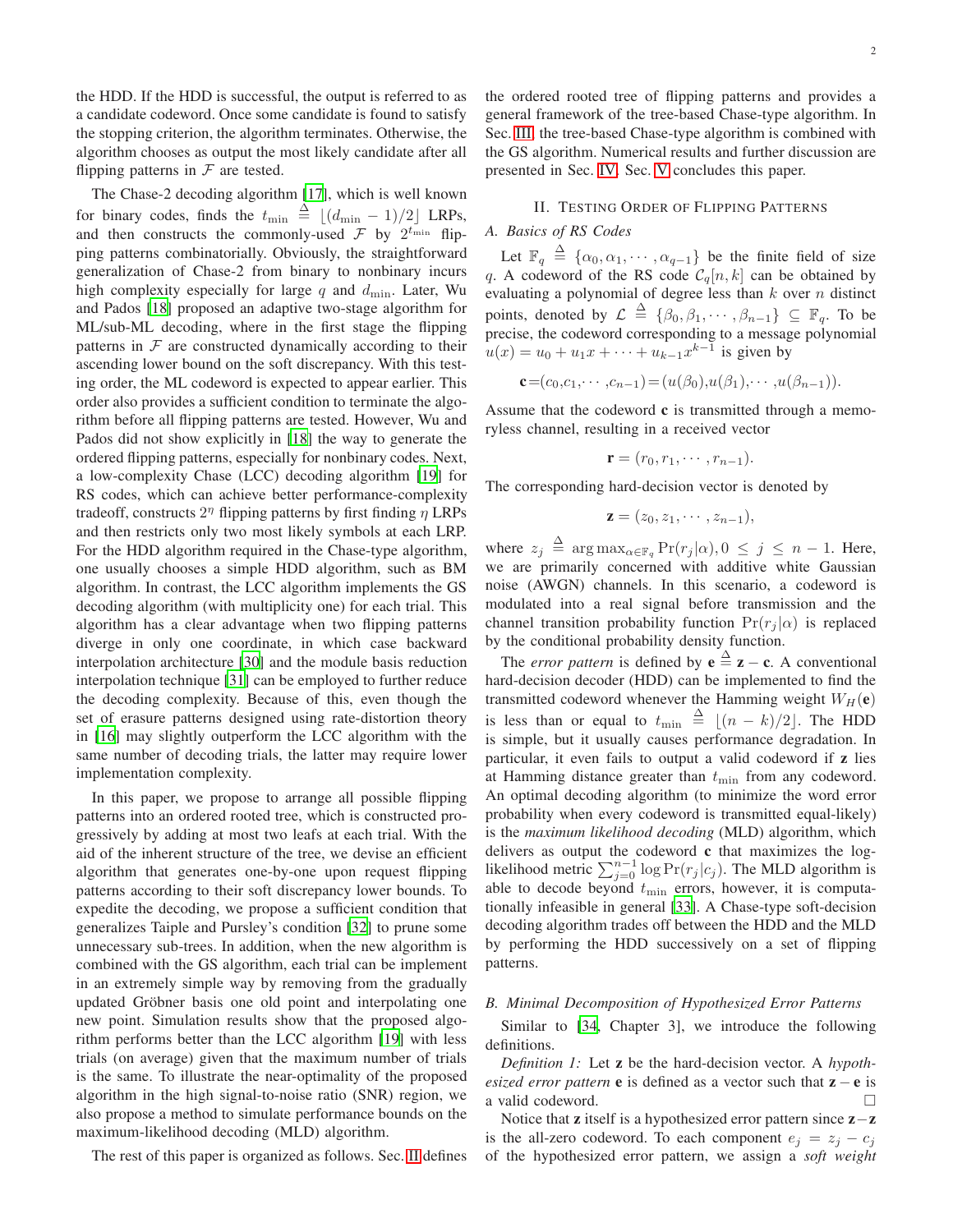the HDD. If the HDD is successful, the output is referred to as a candidate codeword. Once some candidate is found to satisfy the stopping criterion, the algorithm terminates. Otherwise, the algorithm chooses as output the most likely candidate after all flipping patterns in $\mathcal{F}$ are tested.

The Chase-2 decoding algorithm [17], which is well known for binary codes, finds the $t_{\min} \triangleq \lfloor (d_{\min}-1)/2 \rfloor$ LRPs, and then constructs the commonly-used $\mathcal{F}$ by $2^{t_{\min}}$ flipping patterns combinatorially. Obviously, the straightforward generalization of Chase-2 from binary to nonbinary incurs high complexity especially for large $q$ and $d_{\min}$. Later, Wu and Pados [18] proposed an adaptive two-stage algorithm for ML/sub-ML decoding, where in the first stage the flipping patterns in $\mathcal{F}$ are constructed dynamically according to their ascending lower bound on the soft discrepancy. With this testing order, the ML codeword is expected to appear earlier. This order also provides a sufficient condition to terminate the algorithm before all flipping patterns are tested. However, Wu and Pados did not show explicitly in [18] the way to generate the ordered flipping patterns, especially for nonbinary codes. Next, a low-complexity Chase (LCC) decoding algorithm [19] for RS codes, which can achieve better performance-complexity tradeoff, constructs $2^{\eta}$ flipping patterns by first finding $\eta$ LRPs and then restricts only two most likely symbols at each LRP. For the HDD algorithm required in the Chase-type algorithm, one usually chooses a simple HDD algorithm, such as BM algorithm. In contrast, the LCC algorithm implements the GS decoding algorithm (with multiplicity one) for each trial. This algorithm has a clear advantage when two flipping patterns diverge in only one coordinate, in which case backward interpolation architecture [30] and the module basis reduction interpolation technique [31] can be employed to further reduce the decoding complexity. Because of this, even though the set of erasure patterns designed using rate-distortion theory in [16] may slightly outperform the LCC algorithm with the same number of decoding trials, the latter may require lower implementation complexity.

In this paper, we propose to arrange all possible flipping patterns into an ordered rooted tree, which is constructed progressively by adding at most two leafs at each trial. With the aid of the inherent structure of the tree, we devise an efficient algorithm that generates one-by-one upon request flipping patterns according to their soft discrepancy lower bounds. To expedite the decoding, we propose a sufficient condition that generalizes Taiple and Pursley's condition [32] to prune some unnecessary sub-trees. In addition, when the new algorithm is combined with the GS algorithm, each trial can be implement in an extremely simple way by removing from the gradually updated Gröbner basis one old point and interpolating one new point. Simulation results show that the proposed algorithm performs better than the LCC algorithm [19] with less trials (on average) given that the maximum number of trials is the same. To illustrate the near-optimality of the proposed algorithm in the high signal-to-noise ratio (SNR) region, we also propose a method to simulate performance bounds on the maximum-likelihood decoding (MLD) algorithm.

The rest of this paper is organized as follows. Sec. II defines the ordered rooted tree of flipping patterns and provides a general framework of the tree-based Chase-type algorithm. In Sec. III the tree-based Chase-type algorithm is combined with the GS algorithm. Numerical results and further discussion are presented in Sec. IV. Sec. V concludes this paper.

## II. Testing Order of Flipping Patterns

### A. Basics of RS Codes

Let $\mathbb{F}_q \triangleq \{\alpha_0, \alpha_1, \cdots, \alpha_{q-1}\}$ be the finite field of size $q$. A codeword of the RS code $\mathcal{C}_q[n,k]$ can be obtained by evaluating a polynomial of degree less than $k$ over $n$ distinct points, denoted by $\mathcal{L} \triangleq \{\beta_0, \beta_1, \cdots, \beta_{n-1}\} \subseteq \mathbb{F}_q$. To be precise, the codeword corresponding to a message polynomial $u(x) = u_0 + u_1 x + \cdots + u_{k-1}x^{k-1}$ is given by

$$\mathbf{c} = (c_0, c_1, \cdots, c_{n-1}) = (u(\beta_0), u(\beta_1), \cdots, u(\beta_{n-1})).$$

Assume that the codeword $\mathbf{c}$ is transmitted through a memoryless channel, resulting in a received vector

$$\mathbf{r} = (r_0, r_1, \cdots, r_{n-1}).$$

The corresponding hard-decision vector is denoted by

$$\mathbf{z} = (z_0, z_1, \cdots, z_{n-1}),$$

where $z_j \triangleq \arg\max_{\alpha \in \mathbb{F}_q} \Pr(r_j|\alpha), 0 \leq j \leq n-1$. Here, we are primarily concerned with additive white Gaussian noise (AWGN) channels. In this scenario, a codeword is modulated into a real signal before transmission and the channel transition probability function $\Pr(r_j|\alpha)$ is replaced by the conditional probability density function.

The *error pattern* is defined by $\mathbf{e} \triangleq \mathbf{z} - \mathbf{c}$. A conventional hard-decision decoder (HDD) can be implemented to find the transmitted codeword whenever the Hamming weight $W_H(\mathbf{e})$ is less than or equal to $t_{\min} \triangleq \lfloor (n-k)/2 \rfloor$. The HDD is simple, but it usually causes performance degradation. In particular, it even fails to output a valid codeword if $\mathbf{z}$ lies at Hamming distance greater than $t_{\min}$ from any codeword. An optimal decoding algorithm (to minimize the word error probability when every codeword is transmitted equal-likely) is the *maximum likelihood decoding* (MLD) algorithm, which delivers as output the codeword $\mathbf{c}$ that maximizes the log-likelihood metric $\sum_{j=0}^{n-1} \log \Pr(r_j|c_j)$. The MLD algorithm is able to decode beyond $t_{\min}$ errors, however, it is computationally infeasible in general [33]. A Chase-type soft-decision decoding algorithm trades off between the HDD and the MLD by performing the HDD successively on a set of flipping patterns.

### B. Minimal Decomposition of Hypothesized Error Patterns

Similar to [34, Chapter 3], we introduce the following definitions.

*Definition 1:* Let $\mathbf{z}$ be the hard-decision vector. A *hypothesized error pattern* $\mathbf{e}$ is defined as a vector such that $\mathbf{z} - \mathbf{e}$ is a valid codeword. $\square$

Notice that $\mathbf{z}$ itself is a hypothesized error pattern since $\mathbf{z} - \mathbf{z}$ is the all-zero codeword. To each component $e_j = z_j - c_j$ of the hypothesized error pattern, we assign a *soft weight*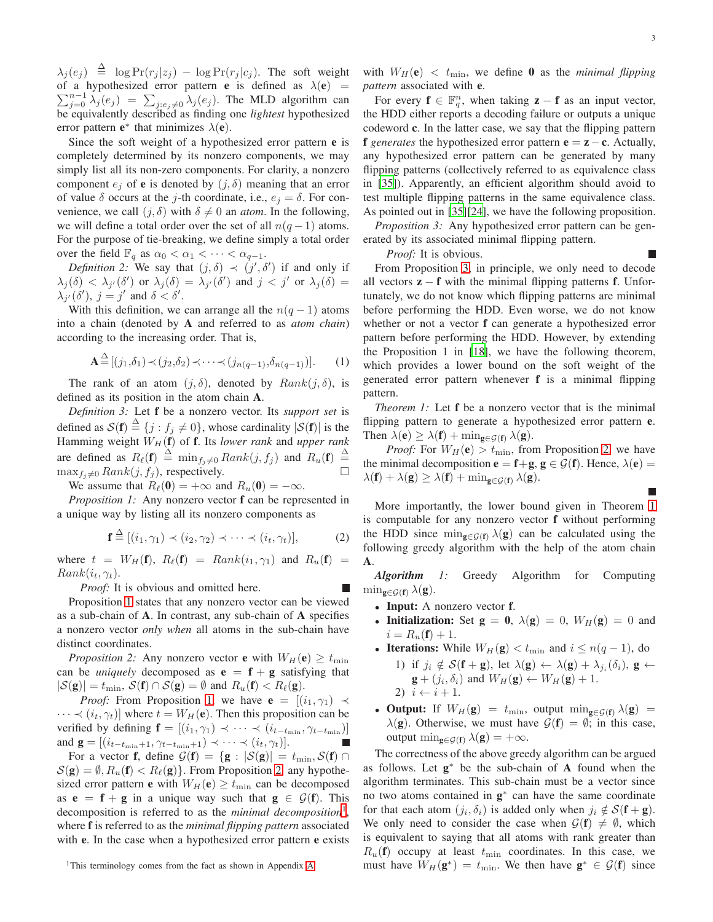$\lambda_j(e_j) \triangleq \log \Pr(r_j|z_j) - \log \Pr(r_j|c_j)$. The soft weight of a hypothesized error pattern $\mathbf{e}$ is defined as $\lambda(\mathbf{e}) = \sum_{j=0}^{n-1} \lambda_j(e_j) = \sum_{j:e_j \neq 0} \lambda_j(e_j)$. The MLD algorithm can be equivalently described as finding one *lightest* hypothesized error pattern $\mathbf{e}^*$ that minimizes $\lambda(\mathbf{e})$.

Since the soft weight of a hypothesized error pattern $\mathbf{e}$ is completely determined by its nonzero components, we may simply list all its non-zero components. For clarity, a nonzero component $e_j$ of $\mathbf{e}$ is denoted by $(j, \delta)$ meaning that an error of value $\delta$ occurs at the $j$-th coordinate, i.e., $e_j = \delta$. For convenience, we call $(j, \delta)$ with $\delta \neq 0$ an *atom*. In the following, we will define a total order over the set of all $n(q-1)$ atoms. For the purpose of tie-breaking, we define simply a total order over the field $\mathbb{F}_q$ as $\alpha_0 < \alpha_1 < \cdots < \alpha_{q-1}$.

*Definition 2:* We say that $(j, \delta) \prec (j', \delta')$ if and only if $\lambda_j(\delta) < \lambda_{j'}(\delta')$ or $\lambda_j(\delta) = \lambda_{j'}(\delta')$ and $j < j'$ or $\lambda_j(\delta) = \lambda_{j'}(\delta')$, $j = j'$ and $\delta < \delta'$.

With this definition, we can arrange all the $n(q-1)$ atoms into a chain (denoted by $\mathbf{A}$ and referred to as *atom chain*) according to the increasing order. That is,

$$\mathbf{A} \triangleq [(j_1,\delta_1) \prec (j_2,\delta_2) \prec \cdots \prec (j_{n(q-1)},\delta_{n(q-1)})]. \quad (1)$$

The rank of an atom $(j, \delta)$, denoted by $Rank(j, \delta)$, is defined as its position in the atom chain $\mathbf{A}$.

*Definition 3:* Let $\mathbf{f}$ be a nonzero vector. Its *support set* is defined as $\mathcal{S}(\mathbf{f}) \triangleq \{j : f_j \neq 0\}$, whose cardinality $|\mathcal{S}(\mathbf{f})|$ is the Hamming weight $W_H(\mathbf{f})$ of $\mathbf{f}$. Its *lower rank* and *upper rank* are defined as $R_\ell(\mathbf{f}) \triangleq \min_{f_j \neq 0} Rank(j, f_j)$ and $R_u(\mathbf{f}) \triangleq \max_{f_j \neq 0} Rank(j, f_j)$, respectively. □

We assume that $R_\ell(\mathbf{0}) = +\infty$ and $R_u(\mathbf{0}) = -\infty$.

*Proposition 1:* Any nonzero vector $\mathbf{f}$ can be represented in a unique way by listing all its nonzero components as

$$\mathbf{f} \triangleq [(i_1, \gamma_1) \prec (i_2, \gamma_2) \prec \cdots \prec (i_t, \gamma_t)], \quad (2)$$

where $t = W_H(\mathbf{f})$, $R_\ell(\mathbf{f}) = Rank(i_1, \gamma_1)$ and $R_u(\mathbf{f}) = Rank(i_t, \gamma_t)$.

*Proof:* It is obvious and omitted here. ■

Proposition 1 states that any nonzero vector can be viewed as a sub-chain of $\mathbf{A}$. In contrast, any sub-chain of $\mathbf{A}$ specifies a nonzero vector *only when* all atoms in the sub-chain have distinct coordinates.

*Proposition 2:* Any nonzero vector $\mathbf{e}$ with $W_H(\mathbf{e}) \geq t_{\min}$ can be *uniquely* decomposed as $\mathbf{e} = \mathbf{f} + \mathbf{g}$ satisfying that $|\mathcal{S}(\mathbf{g})| = t_{\min}$, $\mathcal{S}(\mathbf{f}) \cap \mathcal{S}(\mathbf{g}) = \emptyset$ and $R_u(\mathbf{f}) < R_\ell(\mathbf{g})$.

*Proof:* From Proposition 1, we have $\mathbf{e} = [(i_1, \gamma_1) \prec \cdots \prec (i_t, \gamma_t)]$ where $t = W_H(\mathbf{e})$. Then this proposition can be verified by defining $\mathbf{f} = [(i_1, \gamma_1) \prec \cdots \prec (i_{t-t_{\min}}, \gamma_{t-t_{\min}})]$ and $\mathbf{g} = [(i_{t-t_{\min}+1}, \gamma_{t-t_{\min}+1}) \prec \cdots \prec (i_t, \gamma_t)]$. ■

For a vector $\mathbf{f}$, define $\mathcal{G}(\mathbf{f}) = \{\mathbf{g} : |\mathcal{S}(\mathbf{g})| = t_{\min}, \mathcal{S}(\mathbf{f}) \cap \mathcal{S}(\mathbf{g}) = \emptyset, R_u(\mathbf{f}) < R_\ell(\mathbf{g})\}$. From Proposition 2, any hypothesized error pattern $\mathbf{e}$ with $W_H(\mathbf{e}) \geq t_{\min}$ can be decomposed as $\mathbf{e} = \mathbf{f} + \mathbf{g}$ in a unique way such that $\mathbf{g} \in \mathcal{G}(\mathbf{f})$. This decomposition is referred to as the *minimal decomposition*[1], where $\mathbf{f}$ is referred to as the *minimal flipping pattern* associated with $\mathbf{e}$. In the case when a hypothesized error pattern $\mathbf{e}$ exists with $W_H(\mathbf{e}) < t_{\min}$, we define $\mathbf{0}$ as the *minimal flipping pattern* associated with $\mathbf{e}$.

For every $\mathbf{f} \in \mathbb{F}_q^n$, when taking $\mathbf{z} - \mathbf{f}$ as an input vector, the HDD either reports a decoding failure or outputs a unique codeword $\mathbf{c}$. In the latter case, we say that the flipping pattern $\mathbf{f}$ *generates* the hypothesized error pattern $\mathbf{e} = \mathbf{z} - \mathbf{c}$. Actually, any hypothesized error pattern can be generated by many flipping patterns (collectively referred to as equivalence class in [35]). Apparently, an efficient algorithm should avoid to test multiple flipping patterns in the same equivalence class. As pointed out in [35][24], we have the following proposition.

*Proposition 3:* Any hypothesized error pattern can be generated by its associated minimal flipping pattern.

*Proof:* It is obvious. ■

From Proposition 3, in principle, we only need to decode all vectors $\mathbf{z} - \mathbf{f}$ with the minimal flipping patterns $\mathbf{f}$. Unfortunately, we do not know which flipping patterns are minimal before performing the HDD. Even worse, we do not know whether or not a vector $\mathbf{f}$ can generate a hypothesized error pattern before performing the HDD. However, by extending the Proposition 1 in [18], we have the following theorem, which provides a lower bound on the soft weight of the generated error pattern whenever $\mathbf{f}$ is a minimal flipping pattern.

*Theorem 1:* Let $\mathbf{f}$ be a nonzero vector that is the minimal flipping pattern to generate a hypothesized error pattern $\mathbf{e}$. Then $\lambda(\mathbf{e}) \geq \lambda(\mathbf{f}) + \min_{\mathbf{g} \in \mathcal{G}(\mathbf{f})} \lambda(\mathbf{g})$.

*Proof:* For $W_H(\mathbf{e}) > t_{\min}$, from Proposition 2, we have the minimal decomposition $\mathbf{e} = \mathbf{f} + \mathbf{g}$, $\mathbf{g} \in \mathcal{G}(\mathbf{f})$. Hence, $\lambda(\mathbf{e}) = \lambda(\mathbf{f}) + \lambda(\mathbf{g}) \geq \lambda(\mathbf{f}) + \min_{\mathbf{g} \in \mathcal{G}(\mathbf{f})} \lambda(\mathbf{g})$. ■

More importantly, the lower bound given in Theorem 1 is computable for any nonzero vector $\mathbf{f}$ without performing the HDD since $\min_{\mathbf{g} \in \mathcal{G}(\mathbf{f})} \lambda(\mathbf{g})$ can be calculated using the following greedy algorithm with the help of the atom chain $\mathbf{A}$.

***Algorithm 1:*** Greedy Algorithm for Computing $\min_{\mathbf{g} \in \mathcal{G}(\mathbf{f})} \lambda(\mathbf{g})$.

- **Input:** A nonzero vector $\mathbf{f}$.
- **Initialization:** Set $\mathbf{g} = \mathbf{0}$, $\lambda(\mathbf{g}) = 0$, $W_H(\mathbf{g}) = 0$ and $i = R_u(\mathbf{f}) + 1$.
- **Iterations:** While $W_H(\mathbf{g}) < t_{\min}$ and $i \leq n(q-1)$, do
  1) if $j_i \notin \mathcal{S}(\mathbf{f} + \mathbf{g})$, let $\lambda(\mathbf{g}) \leftarrow \lambda(\mathbf{g}) + \lambda_{j_i}(\delta_i)$, $\mathbf{g} \leftarrow \mathbf{g} + (j_i, \delta_i)$ and $W_H(\mathbf{g}) \leftarrow W_H(\mathbf{g}) + 1$.
  2) $i \leftarrow i + 1$.
- **Output:** If $W_H(\mathbf{g}) = t_{\min}$, output $\min_{\mathbf{g} \in \mathcal{G}(\mathbf{f})} \lambda(\mathbf{g}) = \lambda(\mathbf{g})$. Otherwise, we must have $\mathcal{G}(\mathbf{f}) = \emptyset$; in this case, output $\min_{\mathbf{g} \in \mathcal{G}(\mathbf{f})} \lambda(\mathbf{g}) = +\infty$.

The correctness of the above greedy algorithm can be argued as follows. Let $\mathbf{g}^*$ be the sub-chain of $\mathbf{A}$ found when the algorithm terminates. This sub-chain must be a vector since no two atoms contained in $\mathbf{g}^*$ can have the same coordinate for that each atom $(j_i, \delta_i)$ is added only when $j_i \notin \mathcal{S}(\mathbf{f} + \mathbf{g})$. We only need to consider the case when $\mathcal{G}(\mathbf{f}) \neq \emptyset$, which is equivalent to saying that all atoms with rank greater than $R_u(\mathbf{f})$ occupy at least $t_{\min}$ coordinates. In this case, we must have $W_H(\mathbf{g}^*) = t_{\min}$. We then have $\mathbf{g}^* \in \mathcal{G}(\mathbf{f})$ since

[1]This terminology comes from the fact as shown in Appendix A.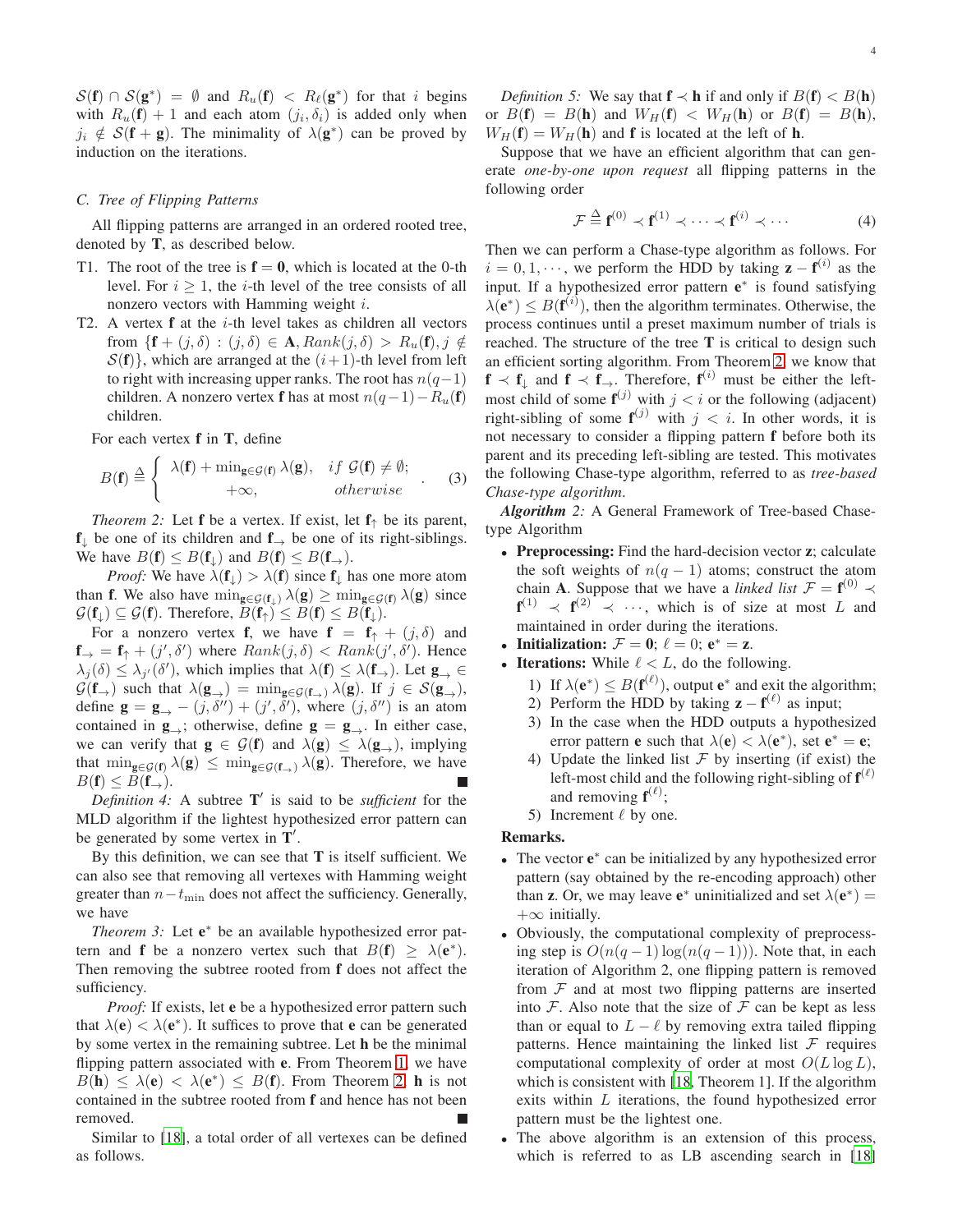$\mathcal{S}(\mathbf{f}) \cap \mathcal{S}(\mathbf{g}^*) = \emptyset$ and $R_u(\mathbf{f}) < R_\ell(\mathbf{g}^*)$ for that $i$ begins with $R_u(\mathbf{f}) + 1$ and each atom $(j_i, \delta_i)$ is added only when $j_i \notin \mathcal{S}(\mathbf{f} + \mathbf{g})$. The minimality of $\lambda(\mathbf{g}^*)$ can be proved by induction on the iterations.

### C. Tree of Flipping Patterns

All flipping patterns are arranged in an ordered rooted tree, denoted by $\mathbf{T}$, as described below.

- T1. The root of the tree is $\mathbf{f} = \mathbf{0}$, which is located at the 0-th level. For $i \geq 1$, the $i$-th level of the tree consists of all nonzero vectors with Hamming weight $i$.
- T2. A vertex $\mathbf{f}$ at the $i$-th level takes as children all vectors from $\{\mathbf{f} + (j, \delta) : (j, \delta) \in \mathbf{A}, Rank(j, \delta) > R_u(\mathbf{f}), j \notin \mathcal{S}(\mathbf{f})\}$, which are arranged at the $(i+1)$-th level from left to right with increasing upper ranks. The root has $n(q-1)$ children. A nonzero vertex $\mathbf{f}$ has at most $n(q-1) - R_u(\mathbf{f})$ children.

For each vertex $\mathbf{f}$ in $\mathbf{T}$, define

$$B(\mathbf{f}) \triangleq \begin{cases} \lambda(\mathbf{f}) + \min_{\mathbf{g} \in \mathcal{G}(\mathbf{f})} \lambda(\mathbf{g}), & if\ \mathcal{G}(\mathbf{f}) \neq \emptyset; \\ +\infty, & otherwise \end{cases}. \quad (3)$$

*Theorem 2:* Let $\mathbf{f}$ be a vertex. If exist, let $\mathbf{f}_\uparrow$ be its parent, $\mathbf{f}_\downarrow$ be one of its children and $\mathbf{f}_\rightarrow$ be one of its right-siblings. We have $B(\mathbf{f}) \leq B(\mathbf{f}_\downarrow)$ and $B(\mathbf{f}) \leq B(\mathbf{f}_\rightarrow)$.

*Proof:* We have $\lambda(\mathbf{f}_\downarrow) > \lambda(\mathbf{f})$ since $\mathbf{f}_\downarrow$ has one more atom than $\mathbf{f}$. We also have $\min_{\mathbf{g} \in \mathcal{G}(\mathbf{f}_\downarrow)} \lambda(\mathbf{g}) \geq \min_{\mathbf{g} \in \mathcal{G}(\mathbf{f})} \lambda(\mathbf{g})$ since $\mathcal{G}(\mathbf{f}_\downarrow) \subseteq \mathcal{G}(\mathbf{f})$. Therefore, $B(\mathbf{f}_\uparrow) \leq B(\mathbf{f}) \leq B(\mathbf{f}_\downarrow)$.

For a nonzero vertex $\mathbf{f}$, we have $\mathbf{f} = \mathbf{f}_\uparrow + (j, \delta)$ and $\mathbf{f}_\rightarrow = \mathbf{f}_\uparrow + (j', \delta')$ where $Rank(j, \delta) < Rank(j', \delta')$. Hence $\lambda_j(\delta) \leq \lambda_{j'}(\delta')$, which implies that $\lambda(\mathbf{f}) \leq \lambda(\mathbf{f}_\rightarrow)$. Let $\mathbf{g}_\rightarrow \in \mathcal{G}(\mathbf{f}_\rightarrow)$ such that $\lambda(\mathbf{g}_\rightarrow) = \min_{\mathbf{g} \in \mathcal{G}(\mathbf{f}_\rightarrow)} \lambda(\mathbf{g})$. If $j \in \mathcal{S}(\mathbf{g}_\rightarrow)$, define $\mathbf{g} = \mathbf{g}_\rightarrow - (j, \delta'') + (j', \delta')$, where $(j, \delta'')$ is an atom contained in $\mathbf{g}_\rightarrow$; otherwise, define $\mathbf{g} = \mathbf{g}_\rightarrow$. In either case, we can verify that $\mathbf{g} \in \mathcal{G}(\mathbf{f})$ and $\lambda(\mathbf{g}) \leq \lambda(\mathbf{g}_\rightarrow)$, implying that $\min_{\mathbf{g} \in \mathcal{G}(\mathbf{f})} \lambda(\mathbf{g}) \leq \min_{\mathbf{g} \in \mathcal{G}(\mathbf{f}_\rightarrow)} \lambda(\mathbf{g})$. Therefore, we have $B(\mathbf{f}) \leq B(\mathbf{f}_\rightarrow)$. ■

*Definition 4:* A subtree $\mathbf{T}'$ is said to be *sufficient* for the MLD algorithm if the lightest hypothesized error pattern can be generated by some vertex in $\mathbf{T}'$.

By this definition, we can see that $\mathbf{T}$ is itself sufficient. We can also see that removing all vertexes with Hamming weight greater than $n - t_{\min}$ does not affect the sufficiency. Generally, we have

*Theorem 3:* Let $\mathbf{e}^*$ be an available hypothesized error pattern and $\mathbf{f}$ be a nonzero vertex such that $B(\mathbf{f}) \geq \lambda(\mathbf{e}^*)$. Then removing the subtree rooted from $\mathbf{f}$ does not affect the sufficiency.

*Proof:* If exists, let $\mathbf{e}$ be a hypothesized error pattern such that $\lambda(\mathbf{e}) < \lambda(\mathbf{e}^*)$. It suffices to prove that $\mathbf{e}$ can be generated by some vertex in the remaining subtree. Let $\mathbf{h}$ be the minimal flipping pattern associated with $\mathbf{e}$. From Theorem 1, we have $B(\mathbf{h}) \leq \lambda(\mathbf{e}) < \lambda(\mathbf{e}^*) \leq B(\mathbf{f})$. From Theorem 2, $\mathbf{h}$ is not contained in the subtree rooted from $\mathbf{f}$ and hence has not been removed. ■

Similar to [18], a total order of all vertexes can be defined as follows.

*Definition 5:* We say that $\mathbf{f} \prec \mathbf{h}$ if and only if $B(\mathbf{f}) < B(\mathbf{h})$ or $B(\mathbf{f}) = B(\mathbf{h})$ and $W_H(\mathbf{f}) < W_H(\mathbf{h})$ or $B(\mathbf{f}) = B(\mathbf{h})$, $W_H(\mathbf{f}) = W_H(\mathbf{h})$ and $\mathbf{f}$ is located at the left of $\mathbf{h}$.

Suppose that we have an efficient algorithm that can generate *one-by-one upon request* all flipping patterns in the following order

$$\mathcal{F} \triangleq \mathbf{f}^{(0)} \prec \mathbf{f}^{(1)} \prec \cdots \prec \mathbf{f}^{(i)} \prec \cdots \quad (4)$$

Then we can perform a Chase-type algorithm as follows. For $i = 0, 1, \cdots$, we perform the HDD by taking $\mathbf{z} - \mathbf{f}^{(i)}$ as the input. If a hypothesized error pattern $\mathbf{e}^*$ is found satisfying $\lambda(\mathbf{e}^*) \leq B(\mathbf{f}^{(i)})$, then the algorithm terminates. Otherwise, the process continues until a preset maximum number of trials is reached. The structure of the tree $\mathbf{T}$ is critical to design such an efficient sorting algorithm. From Theorem 2, we know that $\mathbf{f} \prec \mathbf{f}_\downarrow$ and $\mathbf{f} \prec \mathbf{f}_\rightarrow$. Therefore, $\mathbf{f}^{(i)}$ must be either the left-most child of some $\mathbf{f}^{(j)}$ with $j < i$ or the following (adjacent) right-sibling of some $\mathbf{f}^{(j)}$ with $j < i$. In other words, it is not necessary to consider a flipping pattern $\mathbf{f}$ before both its parent and its preceding left-sibling are tested. This motivates the following Chase-type algorithm, referred to as *tree-based Chase-type algorithm*.

***Algorithm** 2:* A General Framework of Tree-based Chase-type Algorithm

- **Preprocessing:** Find the hard-decision vector $\mathbf{z}$; calculate the soft weights of $n(q-1)$ atoms; construct the atom chain $\mathbf{A}$. Suppose that we have a *linked list* $\mathcal{F} = \mathbf{f}^{(0)} \prec \mathbf{f}^{(1)} \prec \mathbf{f}^{(2)} \prec \cdots$, which is of size at most $L$ and maintained in order during the iterations.
- **Initialization:** $\mathcal{F} = \mathbf{0}$; $\ell = 0$; $\mathbf{e}^* = \mathbf{z}$.
- **Iterations:** While $\ell < L$, do the following.
  1) If $\lambda(\mathbf{e}^*) \leq B(\mathbf{f}^{(\ell)})$, output $\mathbf{e}^*$ and exit the algorithm;
  2) Perform the HDD by taking $\mathbf{z} - \mathbf{f}^{(\ell)}$ as input;
  3) In the case when the HDD outputs a hypothesized error pattern $\mathbf{e}$ such that $\lambda(\mathbf{e}) < \lambda(\mathbf{e}^*)$, set $\mathbf{e}^* = \mathbf{e}$;
  4) Update the linked list $\mathcal{F}$ by inserting (if exist) the left-most child and the following right-sibling of $\mathbf{f}^{(\ell)}$ and removing $\mathbf{f}^{(\ell)}$;
  5) Increment $\ell$ by one.

**Remarks.**

- The vector $\mathbf{e}^*$ can be initialized by any hypothesized error pattern (say obtained by the re-encoding approach) other than $\mathbf{z}$. Or, we may leave $\mathbf{e}^*$ uninitialized and set $\lambda(\mathbf{e}^*) = +\infty$ initially.
- Obviously, the computational complexity of preprocessing step is $O(n(q-1)\log(n(q-1)))$. Note that, in each iteration of Algorithm 2, one flipping pattern is removed from $\mathcal{F}$ and at most two flipping patterns are inserted into $\mathcal{F}$. Also note that the size of $\mathcal{F}$ can be kept as less than or equal to $L - \ell$ by removing extra tailed flipping patterns. Hence maintaining the linked list $\mathcal{F}$ requires computational complexity of order at most $O(L \log L)$, which is consistent with [18, Theorem 1]. If the algorithm exits within $L$ iterations, the found hypothesized error pattern must be the lightest one.
- The above algorithm is an extension of this process, which is referred to as LB ascending search in [18]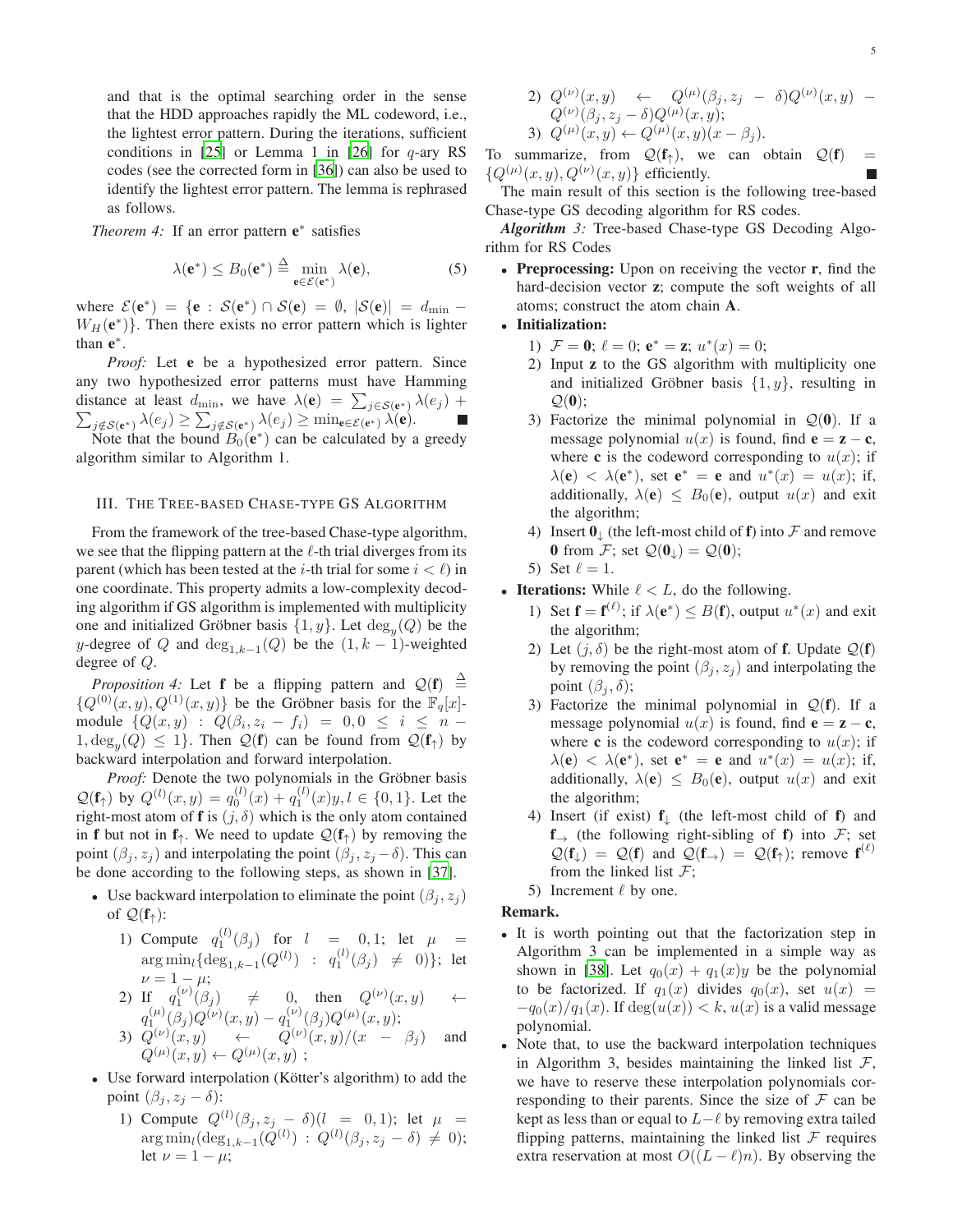and that is the optimal searching order in the sense that the HDD approaches rapidly the ML codeword, i.e., the lightest error pattern. During the iterations, sufficient conditions in [25] or Lemma 1 in [26] for $q$-ary RS codes (see the corrected form in [36]) can also be used to identify the lightest error pattern. The lemma is rephrased as follows.

*Theorem 4:* If an error pattern $\mathbf{e}^*$ satisfies

$$\lambda(\mathbf{e}^*) \leq B_0(\mathbf{e}^*) \triangleq \min_{\mathbf{e} \in \mathcal{E}(\mathbf{e}^*)} \lambda(\mathbf{e}), \tag{5}$$

where $\mathcal{E}(\mathbf{e}^*) = \{\mathbf{e} : \mathcal{S}(\mathbf{e}^*) \cap \mathcal{S}(\mathbf{e}) = \emptyset, |\mathcal{S}(\mathbf{e})| = d_{\min} - W_H(\mathbf{e}^*)\}$. Then there exists no error pattern which is lighter than $\mathbf{e}^*$.

*Proof:* Let $\mathbf{e}$ be a hypothesized error pattern. Since any two hypothesized error patterns must have Hamming distance at least $d_{\min}$, we have $\lambda(\mathbf{e}) = \sum_{j \in \mathcal{S}(\mathbf{e}^*)} \lambda(e_j) + \sum_{j \notin \mathcal{S}(\mathbf{e}^*)} \lambda(e_j) \geq \sum_{j \notin \mathcal{S}(\mathbf{e}^*)} \lambda(e_j) \geq \min_{\mathbf{e} \in \mathcal{E}(\mathbf{e}^*)} \lambda(\mathbf{e})$. ■

Note that the bound $B_0(\mathbf{e}^*)$ can be calculated by a greedy algorithm similar to Algorithm 1.

## III. The Tree-based Chase-type GS Algorithm

From the framework of the tree-based Chase-type algorithm, we see that the flipping pattern at the $\ell$-th trial diverges from its parent (which has been tested at the $i$-th trial for some $i < \ell$) in one coordinate. This property admits a low-complexity decoding algorithm if GS algorithm is implemented with multiplicity one and initialized Gröbner basis $\{1, y\}$. Let $\deg_y(Q)$ be the $y$-degree of $Q$ and $\deg_{1,k-1}(Q)$ be the $(1, k-1)$-weighted degree of $Q$.

*Proposition 4:* Let $\mathbf{f}$ be a flipping pattern and $\mathcal{Q}(\mathbf{f}) \triangleq \{Q^{(0)}(x,y), Q^{(1)}(x,y)\}$ be the Gröbner basis for the $\mathbb{F}_q[x]$-module $\{Q(x,y) : Q(\beta_i, z_i - f_i) = 0, 0 \leq i \leq n-1, \deg_y(Q) \leq 1\}$. Then $\mathcal{Q}(\mathbf{f})$ can be found from $\mathcal{Q}(\mathbf{f}_\uparrow)$ by backward interpolation and forward interpolation.

*Proof:* Denote the two polynomials in the Gröbner basis $\mathcal{Q}(\mathbf{f}_\uparrow)$ by $Q^{(l)}(x,y) = q_0^{(l)}(x) + q_1^{(l)}(x)y, l \in \{0, 1\}$. Let the right-most atom of $\mathbf{f}$ is $(j, \delta)$ which is the only atom contained in $\mathbf{f}$ but not in $\mathbf{f}_\uparrow$. We need to update $\mathcal{Q}(\mathbf{f}_\uparrow)$ by removing the point $(\beta_j, z_j)$ and interpolating the point $(\beta_j, z_j - \delta)$. This can be done according to the following steps, as shown in [37].

- Use backward interpolation to eliminate the point $(\beta_j, z_j)$ of $\mathcal{Q}(\mathbf{f}_\uparrow)$:
  1) Compute $q_1^{(l)}(\beta_j)$ for $l = 0, 1$; let $\mu = \arg\min_l \{\deg_{1,k-1}(Q^{(l)}) : q_1^{(l)}(\beta_j) \neq 0)\}$; let $\nu = 1 - \mu$;
  2) If $q_1^{(\nu)}(\beta_j) \neq 0$, then $Q^{(\nu)}(x,y) \leftarrow q_1^{(\mu)}(\beta_j) Q^{(\nu)}(x,y) - q_1^{(\nu)}(\beta_j) Q^{(\mu)}(x,y)$;
  3) $Q^{(\nu)}(x,y) \leftarrow Q^{(\nu)}(x,y)/(x - \beta_j)$ and $Q^{(\mu)}(x,y) \leftarrow Q^{(\mu)}(x,y)$ ;
- Use forward interpolation (Kötter's algorithm) to add the point $(\beta_j, z_j - \delta)$:
  1) Compute $Q^{(l)}(\beta_j, z_j - \delta) (l = 0, 1)$; let $\mu = \arg\min_l (\deg_{1,k-1}(Q^{(l)}) : Q^{(l)}(\beta_j, z_j - \delta) \neq 0)$; let $\nu = 1 - \mu$;
  2) $Q^{(\nu)}(x,y) \leftarrow Q^{(\mu)}(\beta_j, z_j - \delta) Q^{(\nu)}(x,y) - Q^{(\nu)}(\beta_j, z_j - \delta) Q^{(\mu)}(x,y)$;
  3) $Q^{(\mu)}(x,y) \leftarrow Q^{(\mu)}(x,y)(x - \beta_j)$.

To summarize, from $\mathcal{Q}(\mathbf{f}_\uparrow)$, we can obtain $\mathcal{Q}(\mathbf{f}) = \{Q^{(\mu)}(x,y), Q^{(\nu)}(x,y)\}$ efficiently. ■

The main result of this section is the following tree-based Chase-type GS decoding algorithm for RS codes.

***Algorithm 3:*** Tree-based Chase-type GS Decoding Algorithm for RS Codes

- **Preprocessing:** Upon on receiving the vector $\mathbf{r}$, find the hard-decision vector $\mathbf{z}$; compute the soft weights of all atoms; construct the atom chain $\mathbf{A}$.
- **Initialization:**
  1) $\mathcal{F} = \mathbf{0}$; $\ell = 0$; $\mathbf{e}^* = \mathbf{z}$; $u^*(x) = 0$;
  2) Input $\mathbf{z}$ to the GS algorithm with multiplicity one and initialized Gröbner basis $\{1, y\}$, resulting in $\mathcal{Q}(\mathbf{0})$;
  3) Factorize the minimal polynomial in $\mathcal{Q}(\mathbf{0})$. If a message polynomial $u(x)$ is found, find $\mathbf{e} = \mathbf{z} - \mathbf{c}$, where $\mathbf{c}$ is the codeword corresponding to $u(x)$; if $\lambda(\mathbf{e}) < \lambda(\mathbf{e}^*)$, set $\mathbf{e}^* = \mathbf{e}$ and $u^*(x) = u(x)$; if, additionally, $\lambda(\mathbf{e}) \leq B_0(\mathbf{e})$, output $u(x)$ and exit the algorithm;
  4) Insert $\mathbf{0}_\downarrow$ (the left-most child of $\mathbf{f}$) into $\mathcal{F}$ and remove $\mathbf{0}$ from $\mathcal{F}$; set $\mathcal{Q}(\mathbf{0}_\downarrow) = \mathcal{Q}(\mathbf{0})$;
  5) Set $\ell = 1$.
- **Iterations:** While $\ell < L$, do the following.
  1) Set $\mathbf{f} = \mathbf{f}^{(\ell)}$; if $\lambda(\mathbf{e}^*) \leq B(\mathbf{f})$, output $u^*(x)$ and exit the algorithm;
  2) Let $(j, \delta)$ be the right-most atom of $\mathbf{f}$. Update $\mathcal{Q}(\mathbf{f})$ by removing the point $(\beta_j, z_j)$ and interpolating the point $(\beta_j, \delta)$;
  3) Factorize the minimal polynomial in $\mathcal{Q}(\mathbf{f})$. If a message polynomial $u(x)$ is found, find $\mathbf{e} = \mathbf{z} - \mathbf{c}$, where $\mathbf{c}$ is the codeword corresponding to $u(x)$; if $\lambda(\mathbf{e}) < \lambda(\mathbf{e}^*)$, set $\mathbf{e}^* = \mathbf{e}$ and $u^*(x) = u(x)$; if, additionally, $\lambda(\mathbf{e}) \leq B_0(\mathbf{e})$, output $u(x)$ and exit the algorithm;
  4) Insert (if exist) $\mathbf{f}_\downarrow$ (the left-most child of $\mathbf{f}$) and $\mathbf{f}_\rightarrow$ (the following right-sibling of $\mathbf{f}$) into $\mathcal{F}$; set $\mathcal{Q}(\mathbf{f}_\downarrow) = \mathcal{Q}(\mathbf{f})$ and $\mathcal{Q}(\mathbf{f}_\rightarrow) = \mathcal{Q}(\mathbf{f}_\uparrow)$; remove $\mathbf{f}^{(\ell)}$ from the linked list $\mathcal{F}$;
  5) Increment $\ell$ by one.

**Remark.**

- It is worth pointing out that the factorization step in Algorithm 3 can be implemented in a simple way as shown in [38]. Let $q_0(x) + q_1(x)y$ be the polynomial to be factorized. If $q_1(x)$ divides $q_0(x)$, set $u(x) = -q_0(x)/q_1(x)$. If $\deg(u(x)) < k$, $u(x)$ is a valid message polynomial.
- Note that, to use the backward interpolation techniques in Algorithm 3, besides maintaining the linked list $\mathcal{F}$, we have to reserve these interpolation polynomials corresponding to their parents. Since the size of $\mathcal{F}$ can be kept as less than or equal to $L - \ell$ by removing extra tailed flipping patterns, maintaining the linked list $\mathcal{F}$ requires extra reservation at most $O((L - \ell)n)$. By observing the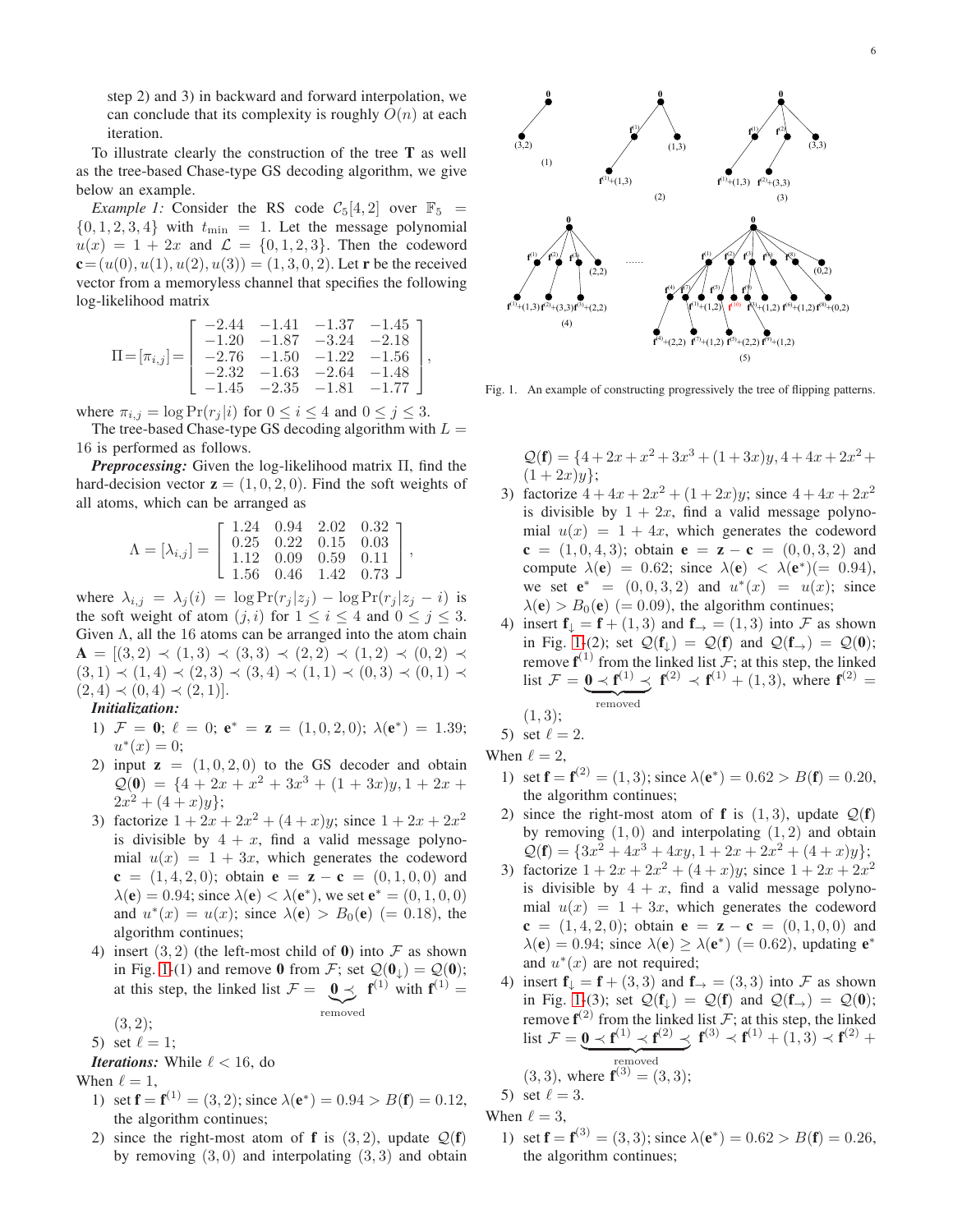step 2) and 3) in backward and forward interpolation, we can conclude that its complexity is roughly $O(n)$ at each iteration.

To illustrate clearly the construction of the tree $\mathbf{T}$ as well as the tree-based Chase-type GS decoding algorithm, we give below an example.

*Example 1:* Consider the RS code $\mathcal{C}_5[4,2]$ over $\mathbb{F}_5 = \{0,1,2,3,4\}$ with $t_{\min} = 1$. Let the message polynomial $u(x) = 1 + 2x$ and $\mathcal{L} = \{0,1,2,3\}$. Then the codeword $\mathbf{c} = (u(0), u(1), u(2), u(3)) = (1,3,0,2)$. Let $\mathbf{r}$ be the received vector from a memoryless channel that specifies the following log-likelihood matrix

$$\Pi = [\pi_{i,j}] = \begin{bmatrix} -2.44 & -1.41 & -1.37 & -1.45 \\ -1.20 & -1.87 & -3.24 & -2.18 \\ -2.76 & -1.50 & -1.22 & -1.56 \\ -2.32 & -1.63 & -2.64 & -1.48 \\ -1.45 & -2.35 & -1.81 & -1.77 \end{bmatrix},$$

where $\pi_{i,j} = \log \Pr(r_j|i)$ for $0 \le i \le 4$ and $0 \le j \le 3$.

The tree-based Chase-type GS decoding algorithm with $L = 16$ is performed as follows.

***Preprocessing:*** Given the log-likelihood matrix $\Pi$, find the hard-decision vector $\mathbf{z} = (1,0,2,0)$. Find the soft weights of all atoms, which can be arranged as

$$\Lambda = [\lambda_{i,j}] = \begin{bmatrix} 1.24 & 0.94 & 2.02 & 0.32 \\ 0.25 & 0.22 & 0.15 & 0.03 \\ 1.12 & 0.09 & 0.59 & 0.11 \\ 1.56 & 0.46 & 1.42 & 0.73 \end{bmatrix},$$

where $\lambda_{i,j} = \lambda_j(i) = \log \Pr(r_j|z_j) - \log \Pr(r_j|z_j - i)$ is the soft weight of atom $(j,i)$ for $1 \le i \le 4$ and $0 \le j \le 3$. Given $\Lambda$, all the 16 atoms can be arranged into the atom chain $\mathbf{A} = [(3,2) \prec (1,3) \prec (3,3) \prec (2,2) \prec (1,2) \prec (0,2) \prec (3,1) \prec (1,4) \prec (2,3) \prec (3,4) \prec (1,1) \prec (0,3) \prec (0,1) \prec (2,4) \prec (0,4) \prec (2,1)]$.

***Initialization:***

1) $\mathcal{F} = \mathbf{0}$; $\ell = 0$; $\mathbf{e}^* = \mathbf{z} = (1,0,2,0)$; $\lambda(\mathbf{e}^*) = 1.39$; $u^*(x) = 0$;
2) input $\mathbf{z} = (1,0,2,0)$ to the GS decoder and obtain $\mathcal{Q}(\mathbf{0}) = \{4 + 2x + x^2 + 3x^3 + (1+3x)y, 1 + 2x + 2x^2 + (4+x)y\}$;
3) factorize $1 + 2x + 2x^2 + (4+x)y$; since $1 + 2x + 2x^2$ is divisible by $4 + x$, find a valid message polynomial $u(x) = 1 + 3x$, which generates the codeword $\mathbf{c} = (1,4,2,0)$; obtain $\mathbf{e} = \mathbf{z} - \mathbf{c} = (0,1,0,0)$ and $\lambda(\mathbf{e}) = 0.94$; since $\lambda(\mathbf{e}) < \lambda(\mathbf{e}^*)$, we set $\mathbf{e}^* = (0,1,0,0)$ and $u^*(x) = u(x)$; since $\lambda(\mathbf{e}) > B_0(\mathbf{e})$ $(= 0.18)$, the algorithm continues;
4) insert $(3,2)$ (the left-most child of $\mathbf{0}$) into $\mathcal{F}$ as shown in Fig. 1-(1) and remove $\mathbf{0}$ from $\mathcal{F}$; set $\mathcal{Q}(\mathbf{0}_\downarrow) = \mathcal{Q}(\mathbf{0})$; at this step, the linked list $\mathcal{F} = \underbrace{\mathbf{0} \prec}_{\text{removed}} \mathbf{f}^{(1)}$ with $\mathbf{f}^{(1)} = (3,2)$;
5) set $\ell = 1$;

***Iterations:*** While $\ell < 16$, do

When $\ell = 1$,

1) set $\mathbf{f} = \mathbf{f}^{(1)} = (3,2)$; since $\lambda(\mathbf{e}^*) = 0.94 > B(\mathbf{f}) = 0.12$, the algorithm continues;
2) since the right-most atom of $\mathbf{f}$ is $(3,2)$, update $\mathcal{Q}(\mathbf{f})$ by removing $(3,0)$ and interpolating $(3,3)$ and obtain $\mathcal{Q}(\mathbf{f}) = \{4 + 2x + x^2 + 3x^3 + (1+3x)y, 4 + 4x + 2x^2 + (1+2x)y\}$;
3) factorize $4 + 4x + 2x^2 + (1+2x)y$; since $4 + 4x + 2x^2$ is divisible by $1 + 2x$, find a valid message polynomial $u(x) = 1 + 4x$, which generates the codeword $\mathbf{c} = (1,0,4,3)$; obtain $\mathbf{e} = \mathbf{z} - \mathbf{c} = (0,0,3,2)$ and compute $\lambda(\mathbf{e}) = 0.62$; since $\lambda(\mathbf{e}) < \lambda(\mathbf{e}^*) (= 0.94)$, we set $\mathbf{e}^* = (0,0,3,2)$ and $u^*(x) = u(x)$; since $\lambda(\mathbf{e}) > B_0(\mathbf{e})$ $(= 0.09)$, the algorithm continues;
4) insert $\mathbf{f}_\downarrow = \mathbf{f} + (1,3)$ and $\mathbf{f}_\rightarrow = (1,3)$ into $\mathcal{F}$ as shown in Fig. 1-(2); set $\mathcal{Q}(\mathbf{f}_\downarrow) = \mathcal{Q}(\mathbf{f})$ and $\mathcal{Q}(\mathbf{f}_\rightarrow) = \mathcal{Q}(\mathbf{0})$; remove $\mathbf{f}^{(1)}$ from the linked list $\mathcal{F}$; at this step, the linked list $\mathcal{F} = \underbrace{\mathbf{0} \prec \mathbf{f}^{(1)} \prec}_{\text{removed}} \mathbf{f}^{(2)} \prec \mathbf{f}^{(1)} + (1,3)$, where $\mathbf{f}^{(2)} = (1,3)$;
5) set $\ell = 2$.

When $\ell = 2$,

1) set $\mathbf{f} = \mathbf{f}^{(2)} = (1,3)$; since $\lambda(\mathbf{e}^*) = 0.62 > B(\mathbf{f}) = 0.20$, the algorithm continues;
2) since the right-most atom of $\mathbf{f}$ is $(1,3)$, update $\mathcal{Q}(\mathbf{f})$ by removing $(1,0)$ and interpolating $(1,2)$ and obtain $\mathcal{Q}(\mathbf{f}) = \{3x^2 + 4x^3 + 4xy, 1 + 2x + 2x^2 + (4+x)y\}$;
3) factorize $1 + 2x + 2x^2 + (4+x)y$; since $1 + 2x + 2x^2$ is divisible by $4 + x$, find a valid message polynomial $u(x) = 1 + 3x$, which generates the codeword $\mathbf{c} = (1,4,2,0)$; obtain $\mathbf{e} = \mathbf{z} - \mathbf{c} = (0,1,0,0)$ and $\lambda(\mathbf{e}) = 0.94$; since $\lambda(\mathbf{e}) \ge \lambda(\mathbf{e}^*)$ $(= 0.62)$, updating $\mathbf{e}^*$ and $u^*(x)$ are not required;
4) insert $\mathbf{f}_\downarrow = \mathbf{f} + (3,3)$ and $\mathbf{f}_\rightarrow = (3,3)$ into $\mathcal{F}$ as shown in Fig. 1-(3); set $\mathcal{Q}(\mathbf{f}_\downarrow) = \mathcal{Q}(\mathbf{f})$ and $\mathcal{Q}(\mathbf{f}_\rightarrow) = \mathcal{Q}(\mathbf{0})$; remove $\mathbf{f}^{(2)}$ from the linked list $\mathcal{F}$; at this step, the linked list $\mathcal{F} = \underbrace{\mathbf{0} \prec \mathbf{f}^{(1)} \prec \mathbf{f}^{(2)} \prec}_{\text{removed}} \mathbf{f}^{(3)} \prec \mathbf{f}^{(1)} + (1,3) \prec \mathbf{f}^{(2)} + (3,3)$, where $\mathbf{f}^{(3)} = (3,3)$;
5) set $\ell = 3$.

When $\ell = 3$,

1) set $\mathbf{f} = \mathbf{f}^{(3)} = (3,3)$; since $\lambda(\mathbf{e}^*) = 0.62 > B(\mathbf{f}) = 0.26$, the algorithm continues;

Fig. 1. An example of constructing progressively the tree of flipping patterns.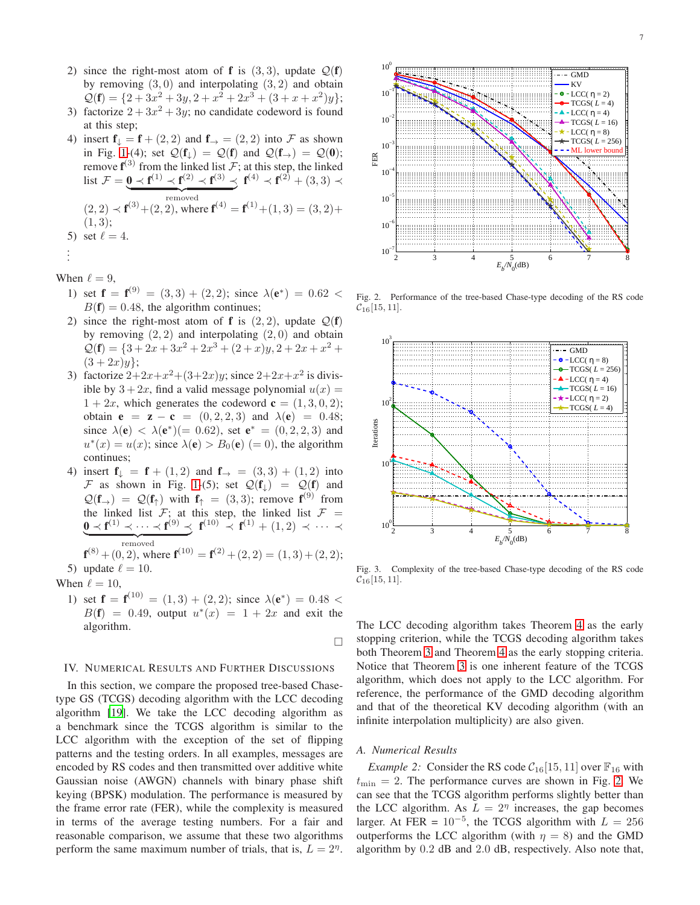2) since the right-most atom of $\mathbf{f}$ is $(3,3)$, update $\mathcal{Q}(\mathbf{f})$ by removing $(3,0)$ and interpolating $(3,2)$ and obtain $\mathcal{Q}(\mathbf{f}) = \{2+3x^2+3y, 2+x^2+2x^3+(3+x+x^2)y\}$;
3) factorize $2+3x^2+3y$; no candidate codeword is found at this step;
4) insert $\mathbf{f}_\downarrow = \mathbf{f}+(2,2)$ and $\mathbf{f}_\rightarrow = (2,2)$ into $\mathcal{F}$ as shown in Fig. 1-(4); set $\mathcal{Q}(\mathbf{f}_\downarrow) = \mathcal{Q}(\mathbf{f})$ and $\mathcal{Q}(\mathbf{f}_\rightarrow) = \mathcal{Q}(\mathbf{0})$; remove $\mathbf{f}^{(3)}$ from the linked list $\mathcal{F}$; at this step, the linked list $\mathcal{F} = \underbrace{\mathbf{0} \prec \mathbf{f}^{(1)} \prec \mathbf{f}^{(2)} \prec \mathbf{f}^{(3)} \prec}_{\text{removed}} \mathbf{f}^{(4)} \prec \mathbf{f}^{(2)} + (3,3) \prec (2,2) \prec \mathbf{f}^{(3)} + (2,2)$, where $\mathbf{f}^{(4)} = \mathbf{f}^{(1)} + (1,3) = (3,2) + (1,3)$;
5) set $\ell = 4$.

⋮

When $\ell = 9$,

1) set $\mathbf{f} = \mathbf{f}^{(9)} = (3,3)+(2,2)$; since $\lambda(\mathbf{e}^*) = 0.62 < B(\mathbf{f}) = 0.48$, the algorithm continues;
2) since the right-most atom of $\mathbf{f}$ is $(2,2)$, update $\mathcal{Q}(\mathbf{f})$ by removing $(2,2)$ and interpolating $(2,0)$ and obtain $\mathcal{Q}(\mathbf{f}) = \{3+2x+3x^2+2x^3+(2+x)y, 2+2x+x^2+(3+2x)y\}$;
3) factorize $2+2x+x^2+(3+2x)y$; since $2+2x+x^2$ is divisible by $3+2x$, find a valid message polynomial $u(x) = 1+2x$, which generates the codeword $\mathbf{c} = (1,3,0,2)$; obtain $\mathbf{e} = \mathbf{z} - \mathbf{c} = (0,2,2,3)$ and $\lambda(\mathbf{e}) = 0.48$; since $\lambda(\mathbf{e}) < \lambda(\mathbf{e}^*) (= 0.62)$, set $\mathbf{e}^* = (0,2,2,3)$ and $u^*(x) = u(x)$; since $\lambda(\mathbf{e}) > B_0(\mathbf{e})\ (=0)$, the algorithm continues;
4) insert $\mathbf{f}_\downarrow = \mathbf{f}+(1,2)$ and $\mathbf{f}_\rightarrow = (3,3)+(1,2)$ into $\mathcal{F}$ as shown in Fig. 1-(5); set $\mathcal{Q}(\mathbf{f}_\downarrow) = \mathcal{Q}(\mathbf{f})$ and $\mathcal{Q}(\mathbf{f}_\rightarrow) = \mathcal{Q}(\mathbf{f}_\uparrow)$ with $\mathbf{f}_\uparrow = (3,3)$; remove $\mathbf{f}^{(9)}$ from the linked list $\mathcal{F}$; at this step, the linked list $\mathcal{F} = \underbrace{\mathbf{0} \prec \mathbf{f}^{(1)} \prec \cdots \prec \mathbf{f}^{(9)} \prec}_{\text{removed}} \mathbf{f}^{(10)} \prec \mathbf{f}^{(1)} + (1,2) \prec \cdots \prec \mathbf{f}^{(8)} + (0,2)$, where $\mathbf{f}^{(10)} = \mathbf{f}^{(2)} + (2,2) = (1,3)+(2,2)$;
5) update $\ell = 10$.

When $\ell = 10$,

1) set $\mathbf{f} = \mathbf{f}^{(10)} = (1,3)+(2,2)$; since $\lambda(\mathbf{e}^*) = 0.48 < B(\mathbf{f}) = 0.49$, output $u^*(x) = 1+2x$ and exit the algorithm.

□

## IV. Numerical Results and Further Discussions

In this section, we compare the proposed tree-based Chase-type GS (TCGS) decoding algorithm with the LCC decoding algorithm [19]. We take the LCC decoding algorithm as a benchmark since the TCGS algorithm is similar to the LCC algorithm with the exception of the set of flipping patterns and the testing orders. In all examples, messages are encoded by RS codes and then transmitted over additive white Gaussian noise (AWGN) channels with binary phase shift keying (BPSK) modulation. The performance is measured by the frame error rate (FER), while the complexity is measured in terms of the average testing numbers. For a fair and reasonable comparison, we assume that these two algorithms perform the same maximum number of trials, that is, $L = 2^\eta$.

Fig. 2. Performance of the tree-based Chase-type decoding of the RS code $\mathcal{C}_{16}[15,11]$.

Fig. 3. Complexity of the tree-based Chase-type decoding of the RS code $\mathcal{C}_{16}[15,11]$.

The LCC decoding algorithm takes Theorem 4 as the early stopping criterion, while the TCGS decoding algorithm takes both Theorem 3 and Theorem 4 as the early stopping criteria. Notice that Theorem 3 is one inherent feature of the TCGS algorithm, which does not apply to the LCC algorithm. For reference, the performance of the GMD decoding algorithm and that of the theoretical KV decoding algorithm (with an infinite interpolation multiplicity) are also given.

### A. Numerical Results

*Example 2:* Consider the RS code $\mathcal{C}_{16}[15,11]$ over $\mathbb{F}_{16}$ with $t_{\min} = 2$. The performance curves are shown in Fig. 2. We can see that the TCGS algorithm performs slightly better than the LCC algorithm. As $L = 2^\eta$ increases, the gap becomes larger. At FER = $10^{-5}$, the TCGS algorithm with $L = 256$ outperforms the LCC algorithm (with $\eta = 8$) and the GMD algorithm by 0.2 dB and 2.0 dB, respectively. Also note that,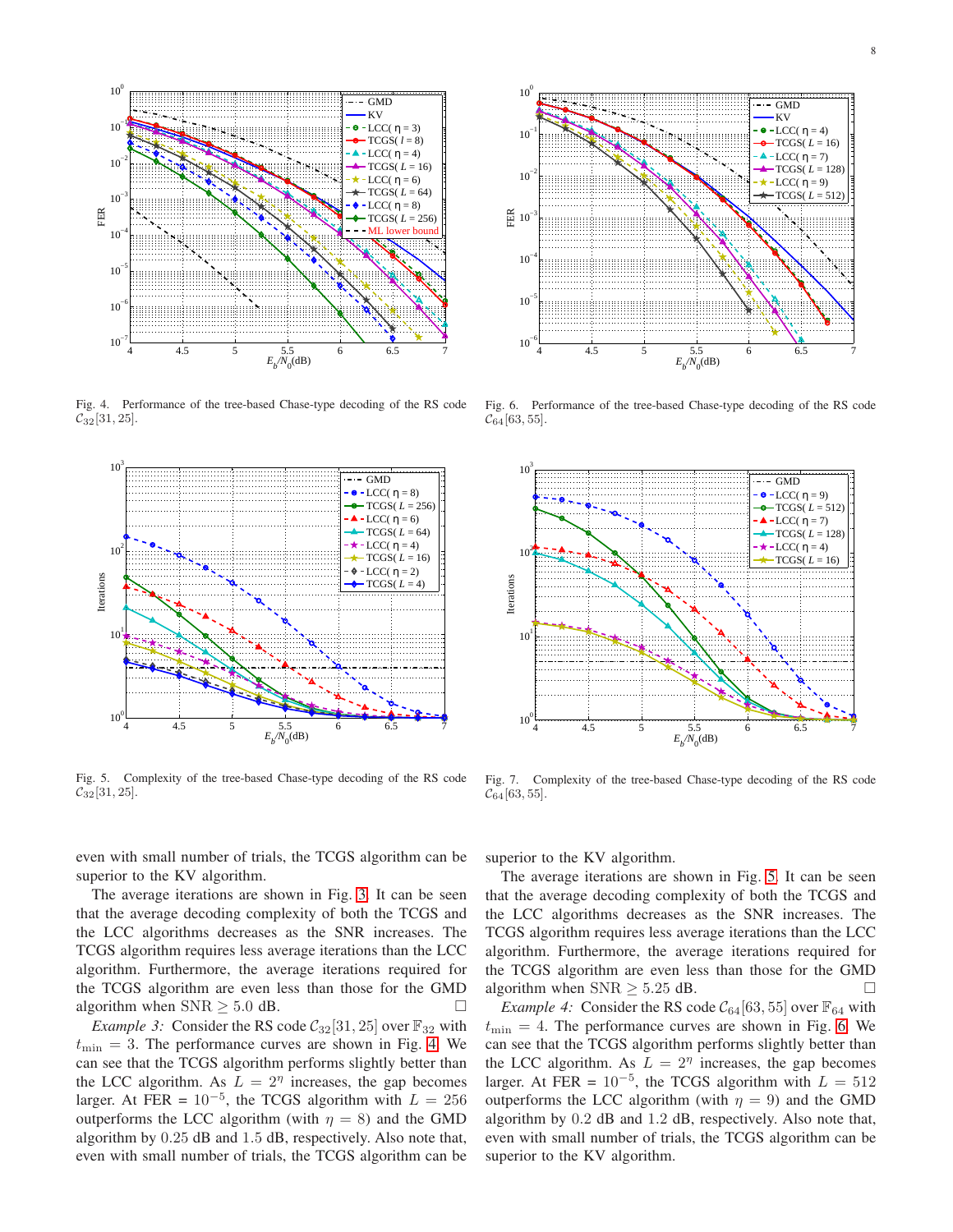Fig. 4. Performance of the tree-based Chase-type decoding of the RS code $\mathcal{C}_{32}[31, 25]$.

Fig. 6. Performance of the tree-based Chase-type decoding of the RS code $\mathcal{C}_{64}[63, 55]$.

Fig. 5. Complexity of the tree-based Chase-type decoding of the RS code $\mathcal{C}_{32}[31, 25]$.

Fig. 7. Complexity of the tree-based Chase-type decoding of the RS code $\mathcal{C}_{64}[63, 55]$.

even with small number of trials, the TCGS algorithm can be superior to the KV algorithm.

The average iterations are shown in Fig. 3. It can be seen that the average decoding complexity of both the TCGS and the LCC algorithms decreases as the SNR increases. The TCGS algorithm requires less average iterations than the LCC algorithm. Furthermore, the average iterations required for the TCGS algorithm are even less than those for the GMD algorithm when SNR $\geq 5.0$ dB. □

*Example 3:* Consider the RS code $\mathcal{C}_{32}[31, 25]$ over $\mathbb{F}_{32}$ with $t_{\min} = 3$. The performance curves are shown in Fig. 4. We can see that the TCGS algorithm performs slightly better than the LCC algorithm. As $L = 2^{\eta}$ increases, the gap becomes larger. At FER = $10^{-5}$, the TCGS algorithm with $L = 256$ outperforms the LCC algorithm (with $\eta = 8$) and the GMD algorithm by $0.25$ dB and $1.5$ dB, respectively. Also note that, even with small number of trials, the TCGS algorithm can be superior to the KV algorithm.

The average iterations are shown in Fig. 5. It can be seen that the average decoding complexity of both the TCGS and the LCC algorithms decreases as the SNR increases. The TCGS algorithm requires less average iterations than the LCC algorithm. Furthermore, the average iterations required for the TCGS algorithm are even less than those for the GMD algorithm when SNR $\geq 5.25$ dB. □

*Example 4:* Consider the RS code $\mathcal{C}_{64}[63, 55]$ over $\mathbb{F}_{64}$ with $t_{\min} = 4$. The performance curves are shown in Fig. 6. We can see that the TCGS algorithm performs slightly better than the LCC algorithm. As $L = 2^{\eta}$ increases, the gap becomes larger. At FER = $10^{-5}$, the TCGS algorithm with $L = 512$ outperforms the LCC algorithm (with $\eta = 9$) and the GMD algorithm by $0.2$ dB and $1.2$ dB, respectively. Also note that, even with small number of trials, the TCGS algorithm can be superior to the KV algorithm.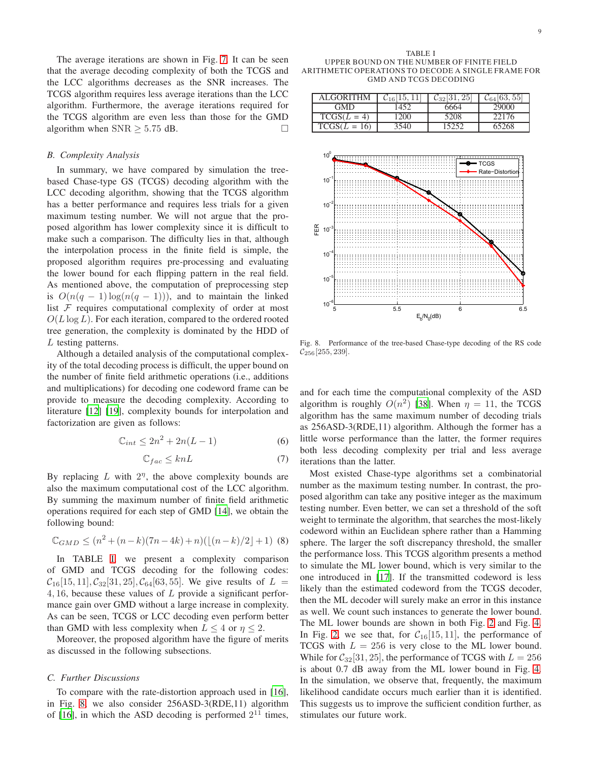The average iterations are shown in Fig. 7. It can be seen that the average decoding complexity of both the TCGS and the LCC algorithms decreases as the SNR increases. The TCGS algorithm requires less average iterations than the LCC algorithm. Furthermore, the average iterations required for the TCGS algorithm are even less than those for the GMD algorithm when $\mathrm{SNR} \geq 5.75$ dB. □

### B. Complexity Analysis

In summary, we have compared by simulation the tree-based Chase-type GS (TCGS) decoding algorithm with the LCC decoding algorithm, showing that the TCGS algorithm has a better performance and requires less trials for a given maximum testing number. We will not argue that the proposed algorithm has lower complexity since it is difficult to make such a comparison. The difficulty lies in that, although the interpolation process in the finite field is simple, the proposed algorithm requires pre-processing and evaluating the lower bound for each flipping pattern in the real field. As mentioned above, the computation of preprocessing step is $O(n(q-1)\log(n(q-1)))$, and to maintain the linked list $\mathcal{F}$ requires computational complexity of order at most $O(L\log L)$. For each iteration, compared to the ordered rooted tree generation, the complexity is dominated by the HDD of $L$ testing patterns.

Although a detailed analysis of the computational complexity of the total decoding process is difficult, the upper bound on the number of finite field arithmetic operations (i.e., additions and multiplications) for decoding one codeword frame can be provide to measure the decoding complexity. According to literature [12] [19], complexity bounds for interpolation and factorization are given as follows:

$$\mathbb{C}_{int} \leq 2n^2 + 2n(L-1) \tag{6}$$

$$\mathbb{C}_{fac} \leq knL \tag{7}$$

By replacing $L$ with $2^\eta$, the above complexity bounds are also the maximum computational cost of the LCC algorithm. By summing the maximum number of finite field arithmetic operations required for each step of GMD [14], we obtain the following bound:

$$\mathbb{C}_{GMD} \leq (n^2 + (n-k)(7n-4k) + n)(\lfloor (n-k)/2 \rfloor + 1) \tag{8}$$

In TABLE I, we present a complexity comparison of GMD and TCGS decoding for the following codes: $\mathcal{C}_{16}[15,11], \mathcal{C}_{32}[31,25], \mathcal{C}_{64}[63,55]$. We give results of $L = 4, 16$, because these values of $L$ provide a significant performance gain over GMD without a large increase in complexity. As can be seen, TCGS or LCC decoding even perform better than GMD with less complexity when $L \leq 4$ or $\eta \leq 2$.

Moreover, the proposed algorithm have the figure of merits as discussed in the following subsections.

### C. Further Discussions

To compare with the rate-distortion approach used in [16], in Fig. 8, we also consider 256ASD-3(RDE,11) algorithm of [16], in which the ASD decoding is performed $2^{11}$ times, and for each time the computational complexity of the ASD algorithm is roughly $O(n^2)$ [38]. When $\eta = 11$, the TCGS algorithm has the same maximum number of decoding trials as 256ASD-3(RDE,11) algorithm. Although the former has a little worse performance than the latter, the former requires both less decoding complexity per trial and less average iterations than the latter.

Most existed Chase-type algorithms set a combinatorial number as the maximum testing number. In contrast, the proposed algorithm can take any positive integer as the maximum testing number. Even better, we can set a threshold of the soft weight to terminate the algorithm, that searches the most-likely codeword within an Euclidean sphere rather than a Hamming sphere. The larger the soft discrepancy threshold, the smaller the performance loss. This TCGS algorithm presents a method to simulate the ML lower bound, which is very similar to the one introduced in [17]. If the transmitted codeword is less likely than the estimated codeword from the TCGS decoder, then the ML decoder will surely make an error in this instance as well. We count such instances to generate the lower bound. The ML lower bounds are shown in both Fig. 2 and Fig. 4. In Fig. 2, we see that, for $\mathcal{C}_{16}[15,11]$, the performance of TCGS with $L = 256$ is very close to the ML lower bound. While for $\mathcal{C}_{32}[31,25]$, the performance of TCGS with $L = 256$ is about 0.7 dB away from the ML lower bound in Fig. 4. In the simulation, we observe that, frequently, the maximum likelihood candidate occurs much earlier than it is identified. This suggests us to improve the sufficient condition further, as stimulates our future work.

TABLE I
UPPER BOUND ON THE NUMBER OF FINITE FIELD ARITHMETIC OPERATIONS TO DECODE A SINGLE FRAME FOR GMD AND TCGS DECODING

| ALGORITHM | $\mathcal{C}_{16}[15,11]$ | $\mathcal{C}_{32}[31,25]$ | $\mathcal{C}_{64}[63,55]$ |
|---|---|---|---|
| GMD | 1452 | 6664 | 29000 |
| TCGS($L = 4$) | 1200 | 5208 | 22176 |
| TCGS($L = 16$) | 3540 | 15252 | 65268 |

Fig. 8. Performance of the tree-based Chase-type decoding of the RS code $\mathcal{C}_{256}[255,239]$.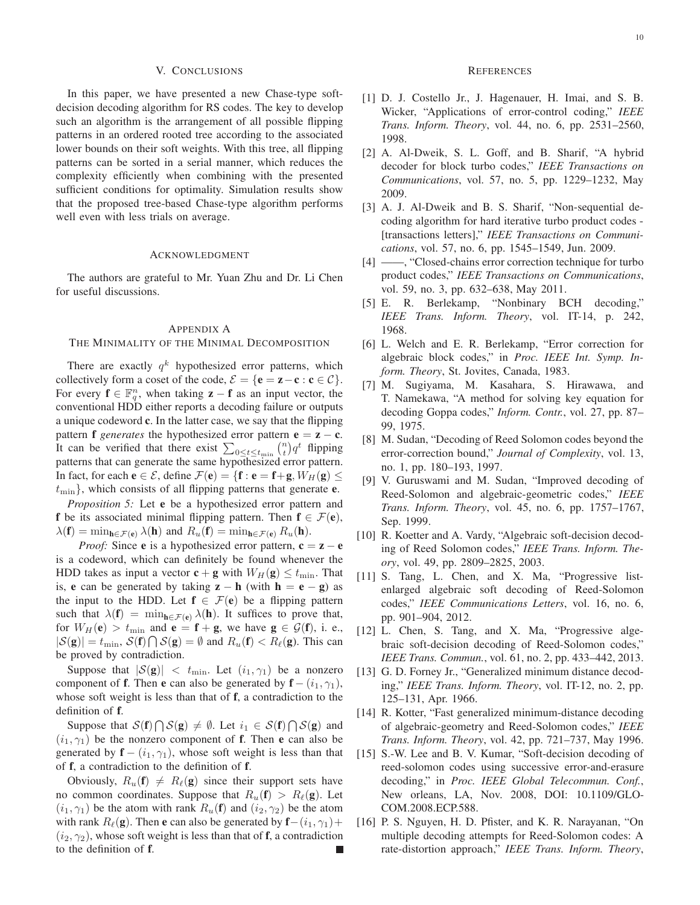## V. Conclusions

In this paper, we have presented a new Chase-type soft-decision decoding algorithm for RS codes. The key to develop such an algorithm is the arrangement of all possible flipping patterns in an ordered rooted tree according to the associated lower bounds on their soft weights. With this tree, all flipping patterns can be sorted in a serial manner, which reduces the complexity efficiently when combining with the presented sufficient conditions for optimality. Simulation results show that the proposed tree-based Chase-type algorithm performs well even with less trials on average.

## Acknowledgment

The authors are grateful to Mr. Yuan Zhu and Dr. Li Chen for useful discussions.

## Appendix A
## The Minimality of the Minimal Decomposition

There are exactly $q^k$ hypothesized error patterns, which collectively form a coset of the code, $\mathcal{E} = \{\mathbf{e} = \mathbf{z} - \mathbf{c} : \mathbf{c} \in \mathcal{C}\}$. For every $\mathbf{f} \in \mathbb{F}_q^n$, when taking $\mathbf{z} - \mathbf{f}$ as an input vector, the conventional HDD either reports a decoding failure or outputs a unique codeword $\mathbf{c}$. In the latter case, we say that the flipping pattern $\mathbf{f}$ *generates* the hypothesized error pattern $\mathbf{e} = \mathbf{z} - \mathbf{c}$. It can be verified that there exist $\sum_{0 \leq t \leq t_{\min}} \binom{n}{t} q^t$ flipping patterns that can generate the same hypothesized error pattern. In fact, for each $\mathbf{e} \in \mathcal{E}$, define $\mathcal{F}(\mathbf{e}) = \{\mathbf{f} : \mathbf{e} = \mathbf{f} + \mathbf{g}, W_H(\mathbf{g}) \leq t_{\min}\}$, which consists of all flipping patterns that generate $\mathbf{e}$.

*Proposition 5:* Let $\mathbf{e}$ be a hypothesized error pattern and $\mathbf{f}$ be its associated minimal flipping pattern. Then $\mathbf{f} \in \mathcal{F}(\mathbf{e})$, $\lambda(\mathbf{f}) = \min_{\mathbf{h} \in \mathcal{F}(\mathbf{e})} \lambda(\mathbf{h})$ and $R_u(\mathbf{f}) = \min_{\mathbf{h} \in \mathcal{F}(\mathbf{e})} R_u(\mathbf{h})$.

*Proof:* Since $\mathbf{e}$ is a hypothesized error pattern, $\mathbf{c} = \mathbf{z} - \mathbf{e}$ is a codeword, which can definitely be found whenever the HDD takes as input a vector $\mathbf{c} + \mathbf{g}$ with $W_H(\mathbf{g}) \leq t_{\min}$. That is, $\mathbf{e}$ can be generated by taking $\mathbf{z} - \mathbf{h}$ (with $\mathbf{h} = \mathbf{e} - \mathbf{g}$) as the input to the HDD. Let $\mathbf{f} \in \mathcal{F}(\mathbf{e})$ be a flipping pattern such that $\lambda(\mathbf{f}) = \min_{\mathbf{h} \in \mathcal{F}(\mathbf{e})} \lambda(\mathbf{h})$. It suffices to prove that, for $W_H(\mathbf{e}) > t_{\min}$ and $\mathbf{e} = \mathbf{f} + \mathbf{g}$, we have $\mathbf{g} \in \mathcal{G}(\mathbf{f})$, i. e., $|\mathcal{S}(\mathbf{g})| = t_{\min}$, $\mathcal{S}(\mathbf{f}) \bigcap \mathcal{S}(\mathbf{g}) = \emptyset$ and $R_u(\mathbf{f}) < R_\ell(\mathbf{g})$. This can be proved by contradiction.

Suppose that $|\mathcal{S}(\mathbf{g})| < t_{\min}$. Let $(i_1, \gamma_1)$ be a nonzero component of $\mathbf{f}$. Then $\mathbf{e}$ can also be generated by $\mathbf{f} - (i_1, \gamma_1)$, whose soft weight is less than that of $\mathbf{f}$, a contradiction to the definition of $\mathbf{f}$.

Suppose that $\mathcal{S}(\mathbf{f}) \bigcap \mathcal{S}(\mathbf{g}) \neq \emptyset$. Let $i_1 \in \mathcal{S}(\mathbf{f}) \bigcap \mathcal{S}(\mathbf{g})$ and $(i_1, \gamma_1)$ be the nonzero component of $\mathbf{f}$. Then $\mathbf{e}$ can also be generated by $\mathbf{f} - (i_1, \gamma_1)$, whose soft weight is less than that of $\mathbf{f}$, a contradiction to the definition of $\mathbf{f}$.

Obviously, $R_u(\mathbf{f}) \neq R_\ell(\mathbf{g})$ since their support sets have no common coordinates. Suppose that $R_u(\mathbf{f}) > R_\ell(\mathbf{g})$. Let $(i_1, \gamma_1)$ be the atom with rank $R_u(\mathbf{f})$ and $(i_2, \gamma_2)$ be the atom with rank $R_\ell(\mathbf{g})$. Then $\mathbf{e}$ can also be generated by $\mathbf{f} - (i_1, \gamma_1) + (i_2, \gamma_2)$, whose soft weight is less than that of $\mathbf{f}$, a contradiction to the definition of $\mathbf{f}$. ■

## References

[1] D. J. Costello Jr., J. Hagenauer, H. Imai, and S. B. Wicker, "Applications of error-control coding," *IEEE Trans. Inform. Theory*, vol. 44, no. 6, pp. 2531–2560, 1998.

[2] A. Al-Dweik, S. L. Goff, and B. Sharif, "A hybrid decoder for block turbo codes," *IEEE Transactions on Communications*, vol. 57, no. 5, pp. 1229–1232, May 2009.

[3] A. J. Al-Dweik and B. S. Sharif, "Non-sequential decoding algorithm for hard iterative turbo product codes - [transactions letters]," *IEEE Transactions on Communications*, vol. 57, no. 6, pp. 1545–1549, Jun. 2009.

[4] ——, "Closed-chains error correction technique for turbo product codes," *IEEE Transactions on Communications*, vol. 59, no. 3, pp. 632–638, May 2011.

[5] E. R. Berlekamp, "Nonbinary BCH decoding," *IEEE Trans. Inform. Theory*, vol. IT-14, p. 242, 1968.

[6] L. Welch and E. R. Berlekamp, "Error correction for algebraic block codes," in *Proc. IEEE Int. Symp. Inform. Theory*, St. Jovites, Canada, 1983.

[7] M. Sugiyama, M. Kasahara, S. Hirawawa, and T. Namekawa, "A method for solving key equation for decoding Goppa codes," *Inform. Contr.*, vol. 27, pp. 87–99, 1975.

[8] M. Sudan, "Decoding of Reed Solomon codes beyond the error-correction bound," *Journal of Complexity*, vol. 13, no. 1, pp. 180–193, 1997.

[9] V. Guruswami and M. Sudan, "Improved decoding of Reed-Solomon and algebraic-geometric codes," *IEEE Trans. Inform. Theory*, vol. 45, no. 6, pp. 1757–1767, Sep. 1999.

[10] R. Koetter and A. Vardy, "Algebraic soft-decision decoding of Reed Solomon codes," *IEEE Trans. Inform. Theory*, vol. 49, pp. 2809–2825, 2003.

[11] S. Tang, L. Chen, and X. Ma, "Progressive list-enlarged algebraic soft decoding of Reed-Solomon codes," *IEEE Communications Letters*, vol. 16, no. 6, pp. 901–904, 2012.

[12] L. Chen, S. Tang, and X. Ma, "Progressive algebraic soft-decision decoding of Reed-Solomon codes," *IEEE Trans. Commun.*, vol. 61, no. 2, pp. 433–442, 2013.

[13] G. D. Forney Jr., "Generalized minimum distance decoding," *IEEE Trans. Inform. Theory*, vol. IT-12, no. 2, pp. 125–131, Apr. 1966.

[14] R. Kotter, "Fast generalized minimum-distance decoding of algebraic-geometry and Reed-Solomon codes," *IEEE Trans. Inform. Theory*, vol. 42, pp. 721–737, May 1996.

[15] S.-W. Lee and B. V. Kumar, "Soft-decision decoding of reed-solomon codes using successive error-and-erasure decoding," in *Proc. IEEE Global Telecommun. Conf.*, New orleans, LA, Nov. 2008, DOI: 10.1109/GLOCOM.2008.ECP.588.

[16] P. S. Nguyen, H. D. Pfister, and K. R. Narayanan, "On multiple decoding attempts for Reed-Solomon codes: A rate-distortion approach," *IEEE Trans. Inform. Theory*,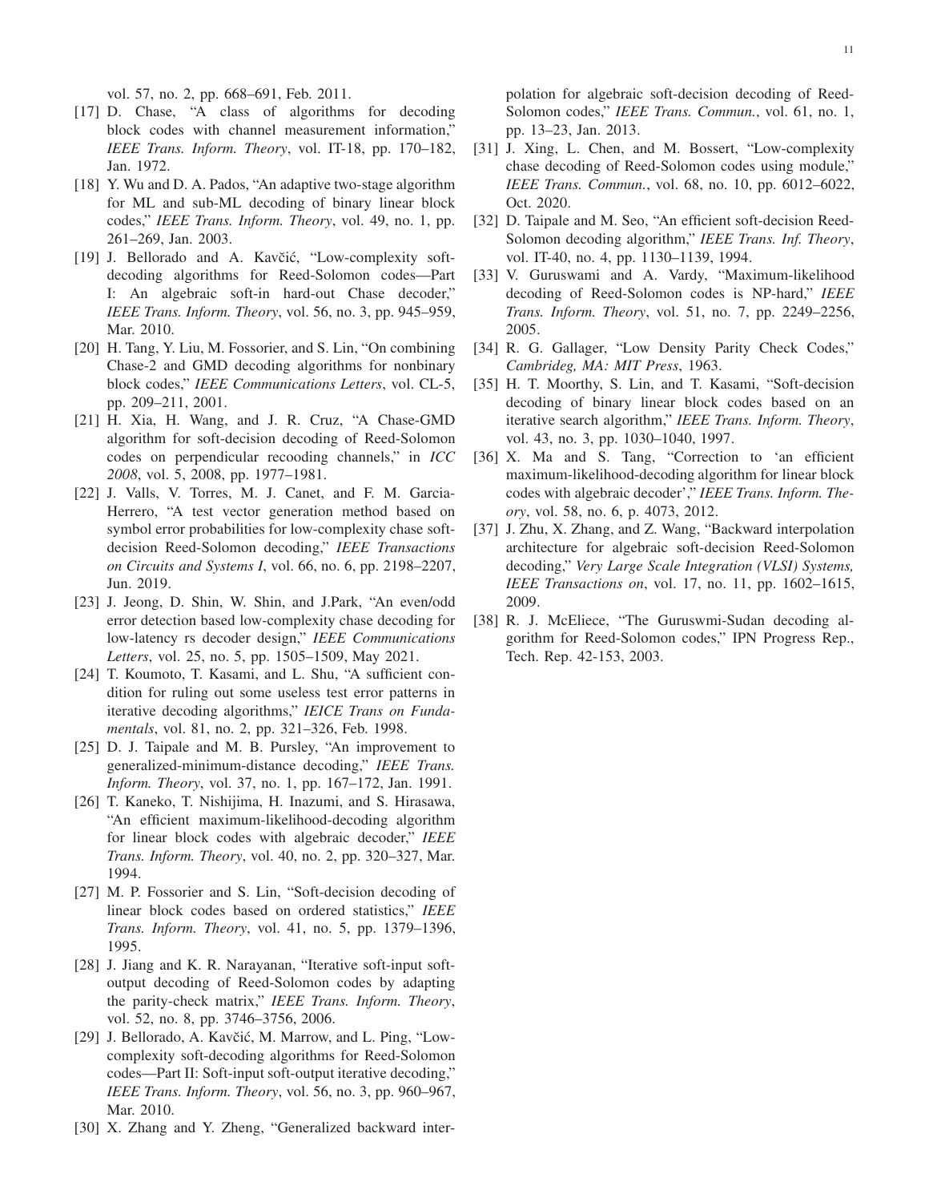vol. 57, no. 2, pp. 668–691, Feb. 2011.

[17] D. Chase, "A class of algorithms for decoding block codes with channel measurement information," *IEEE Trans. Inform. Theory*, vol. IT-18, pp. 170–182, Jan. 1972.

[18] Y. Wu and D. A. Pados, "An adaptive two-stage algorithm for ML and sub-ML decoding of binary linear block codes," *IEEE Trans. Inform. Theory*, vol. 49, no. 1, pp. 261–269, Jan. 2003.

[19] J. Bellorado and A. Kavčić, "Low-complexity soft-decoding algorithms for Reed-Solomon codes—Part I: An algebraic soft-in hard-out Chase decoder," *IEEE Trans. Inform. Theory*, vol. 56, no. 3, pp. 945–959, Mar. 2010.

[20] H. Tang, Y. Liu, M. Fossorier, and S. Lin, "On combining Chase-2 and GMD decoding algorithms for nonbinary block codes," *IEEE Communications Letters*, vol. CL-5, pp. 209–211, 2001.

[21] H. Xia, H. Wang, and J. R. Cruz, "A Chase-GMD algorithm for soft-decision decoding of Reed-Solomon codes on perpendicular recooding channels," in *ICC 2008*, vol. 5, 2008, pp. 1977–1981.

[22] J. Valls, V. Torres, M. J. Canet, and F. M. Garcia-Herrero, "A test vector generation method based on symbol error probabilities for low-complexity chase soft-decision Reed-Solomon decoding," *IEEE Transactions on Circuits and Systems I*, vol. 66, no. 6, pp. 2198–2207, Jun. 2019.

[23] J. Jeong, D. Shin, W. Shin, and J.Park, "An even/odd error detection based low-complexity chase decoding for low-latency rs decoder design," *IEEE Communications Letters*, vol. 25, no. 5, pp. 1505–1509, May 2021.

[24] T. Koumoto, T. Kasami, and L. Shu, "A sufficient condition for ruling out some useless test error patterns in iterative decoding algorithms," *IEICE Trans on Fundamentals*, vol. 81, no. 2, pp. 321–326, Feb. 1998.

[25] D. J. Taipale and M. B. Pursley, "An improvement to generalized-minimum-distance decoding," *IEEE Trans. Inform. Theory*, vol. 37, no. 1, pp. 167–172, Jan. 1991.

[26] T. Kaneko, T. Nishijima, H. Inazumi, and S. Hirasawa, "An efficient maximum-likelihood-decoding algorithm for linear block codes with algebraic decoder," *IEEE Trans. Inform. Theory*, vol. 40, no. 2, pp. 320–327, Mar. 1994.

[27] M. P. Fossorier and S. Lin, "Soft-decision decoding of linear block codes based on ordered statistics," *IEEE Trans. Inform. Theory*, vol. 41, no. 5, pp. 1379–1396, 1995.

[28] J. Jiang and K. R. Narayanan, "Iterative soft-input soft-output decoding of Reed-Solomon codes by adapting the parity-check matrix," *IEEE Trans. Inform. Theory*, vol. 52, no. 8, pp. 3746–3756, 2006.

[29] J. Bellorado, A. Kavčić, M. Marrow, and L. Ping, "Low-complexity soft-decoding algorithms for Reed-Solomon codes—Part II: Soft-input soft-output iterative decoding," *IEEE Trans. Inform. Theory*, vol. 56, no. 3, pp. 960–967, Mar. 2010.

[30] X. Zhang and Y. Zheng, "Generalized backward interpolation for algebraic soft-decision decoding of Reed-Solomon codes," *IEEE Trans. Commun.*, vol. 61, no. 1, pp. 13–23, Jan. 2013.

[31] J. Xing, L. Chen, and M. Bossert, "Low-complexity chase decoding of Reed-Solomon codes using module," *IEEE Trans. Commun.*, vol. 68, no. 10, pp. 6012–6022, Oct. 2020.

[32] D. Taipale and M. Seo, "An efficient soft-decision Reed-Solomon decoding algorithm," *IEEE Trans. Inf. Theory*, vol. IT-40, no. 4, pp. 1130–1139, 1994.

[33] V. Guruswami and A. Vardy, "Maximum-likelihood decoding of Reed-Solomon codes is NP-hard," *IEEE Trans. Inform. Theory*, vol. 51, no. 7, pp. 2249–2256, 2005.

[34] R. G. Gallager, "Low Density Parity Check Codes," *Cambrideg, MA: MIT Press*, 1963.

[35] H. T. Moorthy, S. Lin, and T. Kasami, "Soft-decision decoding of binary linear block codes based on an iterative search algorithm," *IEEE Trans. Inform. Theory*, vol. 43, no. 3, pp. 1030–1040, 1997.

[36] X. Ma and S. Tang, "Correction to 'an efficient maximum-likelihood-decoding algorithm for linear block codes with algebraic decoder'," *IEEE Trans. Inform. Theory*, vol. 58, no. 6, p. 4073, 2012.

[37] J. Zhu, X. Zhang, and Z. Wang, "Backward interpolation architecture for algebraic soft-decision Reed-Solomon decoding," *Very Large Scale Integration (VLSI) Systems, IEEE Transactions on*, vol. 17, no. 11, pp. 1602–1615, 2009.

[38] R. J. McEliece, "The Guruswmi-Sudan decoding algorithm for Reed-Solomon codes," IPN Progress Rep., Tech. Rep. 42-153, 2003.